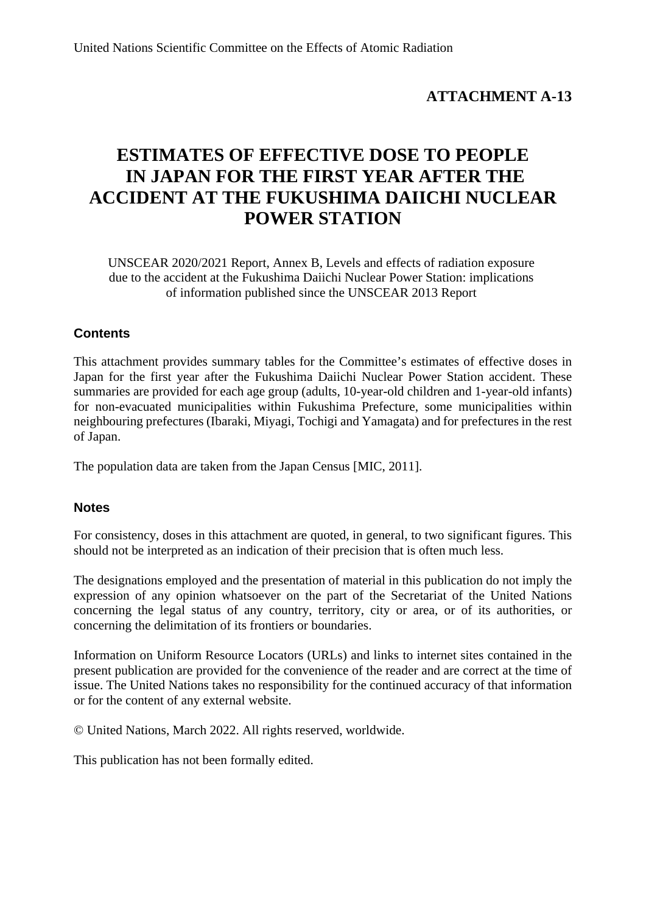United Nations Scientific Committee on the Effects of Atomic Radiation

**ATTACHMENT A-13**

# ESTIMATES OF EFFECTIVE DOSE TO PEOPLE IN JAPAN FOR THE FIRST YEAR AFTER THE ACCIDENT AT THE FUKUSHIMA DAIICHI NUCLEAR POWER STATION

UNSCEAR 2020/2021 Report, Annex B, Levels and effects of radiation exposure due to the accident at the Fukushima Daiichi Nuclear Power Station: implications of information published since the UNSCEAR 2013 Report

## Contents

This attachment provides summary tables for the Committee's estimates of effective doses in Japan for the first year after the Fukushima Daiichi Nuclear Power Station accident. These summaries are provided for each age group (adults, 10-year-old children and 1-year-old infants) for non-evacuated municipalities within Fukushima Prefecture, some municipalities within neighbouring prefectures (Ibaraki, Miyagi, Tochigi and Yamagata) and for prefectures in the rest of Japan.

The population data are taken from the Japan Census [MIC, 2011].

## Notes

For consistency, doses in this attachment are quoted, in general, to two significant figures. This should not be interpreted as an indication of their precision that is often much less.

The designations employed and the presentation of material in this publication do not imply the expression of any opinion whatsoever on the part of the Secretariat of the United Nations concerning the legal status of any country, territory, city or area, or of its authorities, or concerning the delimitation of its frontiers or boundaries.

Information on Uniform Resource Locators (URLs) and links to internet sites contained in the present publication are provided for the convenience of the reader and are correct at the time of issue. The United Nations takes no responsibility for the continued accuracy of that information or for the content of any external website.

© United Nations, March 2022. All rights reserved, worldwide.

This publication has not been formally edited.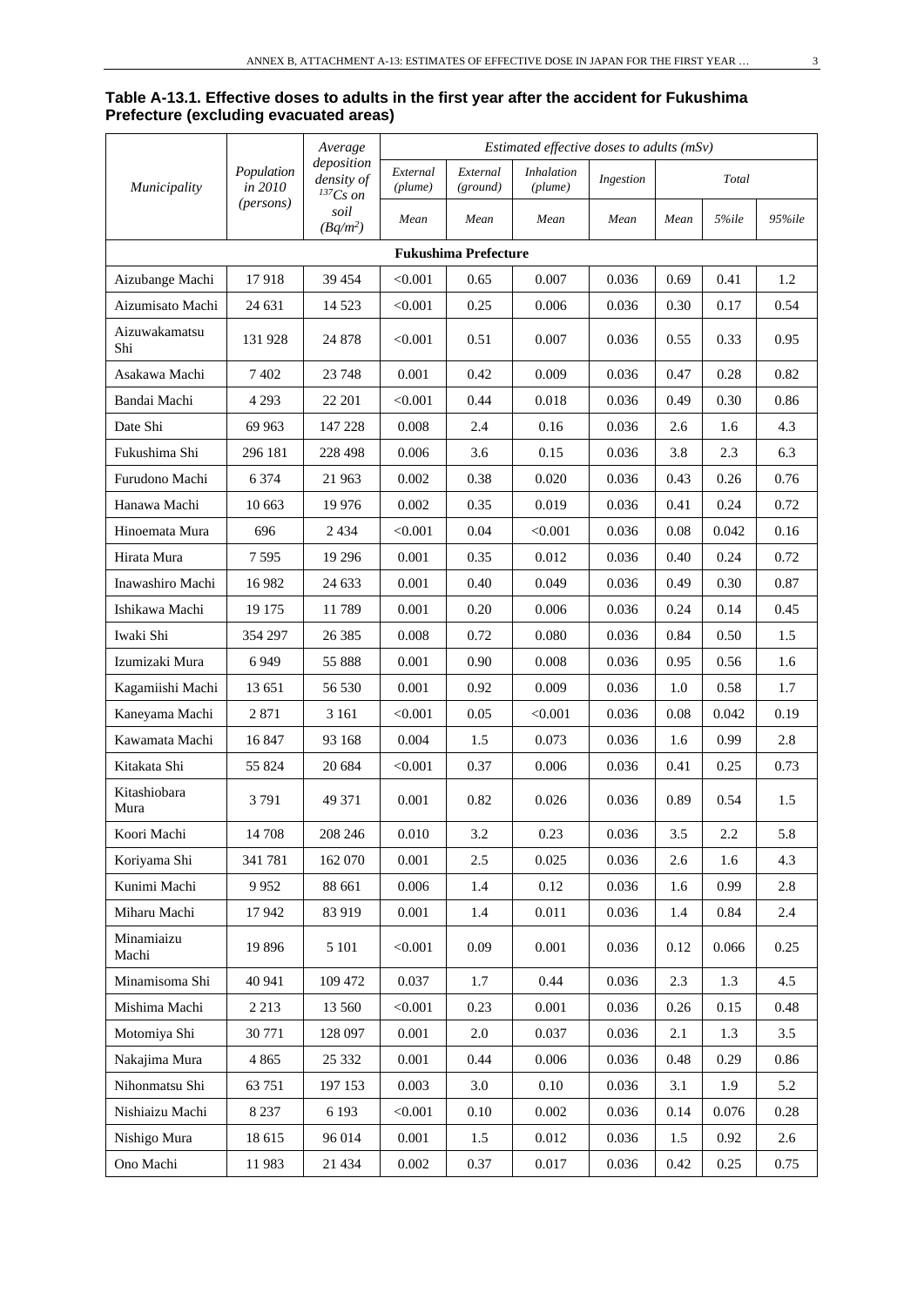**Table A-13.1. Effective doses to adults in the first year after the accident for Fukushima Prefecture (excluding evacuated areas)**

| *Municipality* | *Population in 2010 (persons)* | *Average deposition density of $^{137}Cs$ on soil $(Bq/m^2)$* | *Estimated effective doses to adults (mSv)* | | | | | | |
|---|---|---|---|---|---|---|---|---|---|
| | | | *External (plume)* | *External (ground)* | *Inhalation (plume)* | *Ingestion* | *Total* | | |
| | | | *Mean* | *Mean* | *Mean* | *Mean* | *Mean* | *5%ile* | *95%ile* |
| **Fukushima Prefecture** | | | | | | | | | |
| Aizubange Machi | 17 918 | 39 454 | <0.001 | 0.65 | 0.007 | 0.036 | 0.69 | 0.41 | 1.2 |
| Aizumisato Machi | 24 631 | 14 523 | <0.001 | 0.25 | 0.006 | 0.036 | 0.30 | 0.17 | 0.54 |
| Aizuwakamatsu Shi | 131 928 | 24 878 | <0.001 | 0.51 | 0.007 | 0.036 | 0.55 | 0.33 | 0.95 |
| Asakawa Machi | 7 402 | 23 748 | 0.001 | 0.42 | 0.009 | 0.036 | 0.47 | 0.28 | 0.82 |
| Bandai Machi | 4 293 | 22 201 | <0.001 | 0.44 | 0.018 | 0.036 | 0.49 | 0.30 | 0.86 |
| Date Shi | 69 963 | 147 228 | 0.008 | 2.4 | 0.16 | 0.036 | 2.6 | 1.6 | 4.3 |
| Fukushima Shi | 296 181 | 228 498 | 0.006 | 3.6 | 0.15 | 0.036 | 3.8 | 2.3 | 6.3 |
| Furudono Machi | 6 374 | 21 963 | 0.002 | 0.38 | 0.020 | 0.036 | 0.43 | 0.26 | 0.76 |
| Hanawa Machi | 10 663 | 19 976 | 0.002 | 0.35 | 0.019 | 0.036 | 0.41 | 0.24 | 0.72 |
| Hinoemata Mura | 696 | 2 434 | <0.001 | 0.04 | <0.001 | 0.036 | 0.08 | 0.042 | 0.16 |
| Hirata Mura | 7 595 | 19 296 | 0.001 | 0.35 | 0.012 | 0.036 | 0.40 | 0.24 | 0.72 |
| Inawashiro Machi | 16 982 | 24 633 | 0.001 | 0.40 | 0.049 | 0.036 | 0.49 | 0.30 | 0.87 |
| Ishikawa Machi | 19 175 | 11 789 | 0.001 | 0.20 | 0.006 | 0.036 | 0.24 | 0.14 | 0.45 |
| Iwaki Shi | 354 297 | 26 385 | 0.008 | 0.72 | 0.080 | 0.036 | 0.84 | 0.50 | 1.5 |
| Izumizaki Mura | 6 949 | 55 888 | 0.001 | 0.90 | 0.008 | 0.036 | 0.95 | 0.56 | 1.6 |
| Kagamiishi Machi | 13 651 | 56 530 | 0.001 | 0.92 | 0.009 | 0.036 | 1.0 | 0.58 | 1.7 |
| Kaneyama Machi | 2 871 | 3 161 | <0.001 | 0.05 | <0.001 | 0.036 | 0.08 | 0.042 | 0.19 |
| Kawamata Machi | 16 847 | 93 168 | 0.004 | 1.5 | 0.073 | 0.036 | 1.6 | 0.99 | 2.8 |
| Kitakata Shi | 55 824 | 20 684 | <0.001 | 0.37 | 0.006 | 0.036 | 0.41 | 0.25 | 0.73 |
| Kitashiobara Mura | 3 791 | 49 371 | 0.001 | 0.82 | 0.026 | 0.036 | 0.89 | 0.54 | 1.5 |
| Koori Machi | 14 708 | 208 246 | 0.010 | 3.2 | 0.23 | 0.036 | 3.5 | 2.2 | 5.8 |
| Koriyama Shi | 341 781 | 162 070 | 0.001 | 2.5 | 0.025 | 0.036 | 2.6 | 1.6 | 4.3 |
| Kunimi Machi | 9 952 | 88 661 | 0.006 | 1.4 | 0.12 | 0.036 | 1.6 | 0.99 | 2.8 |
| Miharu Machi | 17 942 | 83 919 | 0.001 | 1.4 | 0.011 | 0.036 | 1.4 | 0.84 | 2.4 |
| Minamiaizu Machi | 19 896 | 5 101 | <0.001 | 0.09 | 0.001 | 0.036 | 0.12 | 0.066 | 0.25 |
| Minamisoma Shi | 40 941 | 109 472 | 0.037 | 1.7 | 0.44 | 0.036 | 2.3 | 1.3 | 4.5 |
| Mishima Machi | 2 213 | 13 560 | <0.001 | 0.23 | 0.001 | 0.036 | 0.26 | 0.15 | 0.48 |
| Motomiya Shi | 30 771 | 128 097 | 0.001 | 2.0 | 0.037 | 0.036 | 2.1 | 1.3 | 3.5 |
| Nakajima Mura | 4 865 | 25 332 | 0.001 | 0.44 | 0.006 | 0.036 | 0.48 | 0.29 | 0.86 |
| Nihonmatsu Shi | 63 751 | 197 153 | 0.003 | 3.0 | 0.10 | 0.036 | 3.1 | 1.9 | 5.2 |
| Nishiaizu Machi | 8 237 | 6 193 | <0.001 | 0.10 | 0.002 | 0.036 | 0.14 | 0.076 | 0.28 |
| Nishigo Mura | 18 615 | 96 014 | 0.001 | 1.5 | 0.012 | 0.036 | 1.5 | 0.92 | 2.6 |
| Ono Machi | 11 983 | 21 434 | 0.002 | 0.37 | 0.017 | 0.036 | 0.42 | 0.25 | 0.75 |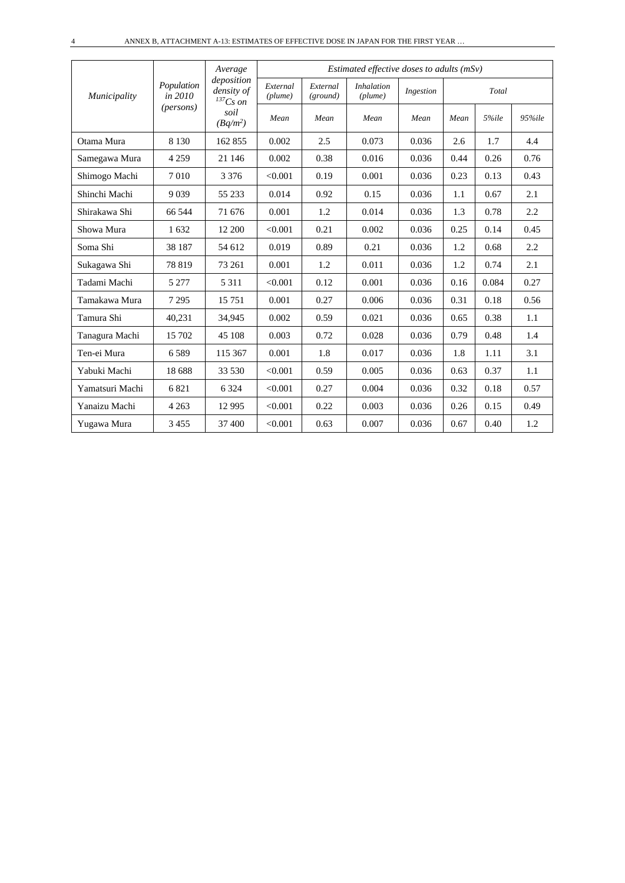| *Municipality* | *Population in 2010 (persons)* | *Average deposition density of $^{137}Cs$ on soil ($Bq/m^2$)* | *Estimated effective doses to adults (mSv)* | | | | | | |
|---|---|---|---|---|---|---|---|---|---|
| | | | *External (plume)* | *External (ground)* | *Inhalation (plume)* | *Ingestion* | *Total* | | |
| | | | *Mean* | *Mean* | *Mean* | *Mean* | *Mean* | *5%ile* | *95%ile* |
| Otama Mura | 8 130 | 162 855 | 0.002 | 2.5 | 0.073 | 0.036 | 2.6 | 1.7 | 4.4 |
| Samegawa Mura | 4 259 | 21 146 | 0.002 | 0.38 | 0.016 | 0.036 | 0.44 | 0.26 | 0.76 |
| Shimogo Machi | 7 010 | 3 376 | <0.001 | 0.19 | 0.001 | 0.036 | 0.23 | 0.13 | 0.43 |
| Shinchi Machi | 9 039 | 55 233 | 0.014 | 0.92 | 0.15 | 0.036 | 1.1 | 0.67 | 2.1 |
| Shirakawa Shi | 66 544 | 71 676 | 0.001 | 1.2 | 0.014 | 0.036 | 1.3 | 0.78 | 2.2 |
| Showa Mura | 1 632 | 12 200 | <0.001 | 0.21 | 0.002 | 0.036 | 0.25 | 0.14 | 0.45 |
| Soma Shi | 38 187 | 54 612 | 0.019 | 0.89 | 0.21 | 0.036 | 1.2 | 0.68 | 2.2 |
| Sukagawa Shi | 78 819 | 73 261 | 0.001 | 1.2 | 0.011 | 0.036 | 1.2 | 0.74 | 2.1 |
| Tadami Machi | 5 277 | 5 311 | <0.001 | 0.12 | 0.001 | 0.036 | 0.16 | 0.084 | 0.27 |
| Tamakawa Mura | 7 295 | 15 751 | 0.001 | 0.27 | 0.006 | 0.036 | 0.31 | 0.18 | 0.56 |
| Tamura Shi | 40,231 | 34,945 | 0.002 | 0.59 | 0.021 | 0.036 | 0.65 | 0.38 | 1.1 |
| Tanagura Machi | 15 702 | 45 108 | 0.003 | 0.72 | 0.028 | 0.036 | 0.79 | 0.48 | 1.4 |
| Ten-ei Mura | 6 589 | 115 367 | 0.001 | 1.8 | 0.017 | 0.036 | 1.8 | 1.11 | 3.1 |
| Yabuki Machi | 18 688 | 33 530 | <0.001 | 0.59 | 0.005 | 0.036 | 0.63 | 0.37 | 1.1 |
| Yamatsuri Machi | 6 821 | 6 324 | <0.001 | 0.27 | 0.004 | 0.036 | 0.32 | 0.18 | 0.57 |
| Yanaizu Machi | 4 263 | 12 995 | <0.001 | 0.22 | 0.003 | 0.036 | 0.26 | 0.15 | 0.49 |
| Yugawa Mura | 3 455 | 37 400 | <0.001 | 0.63 | 0.007 | 0.036 | 0.67 | 0.40 | 1.2 |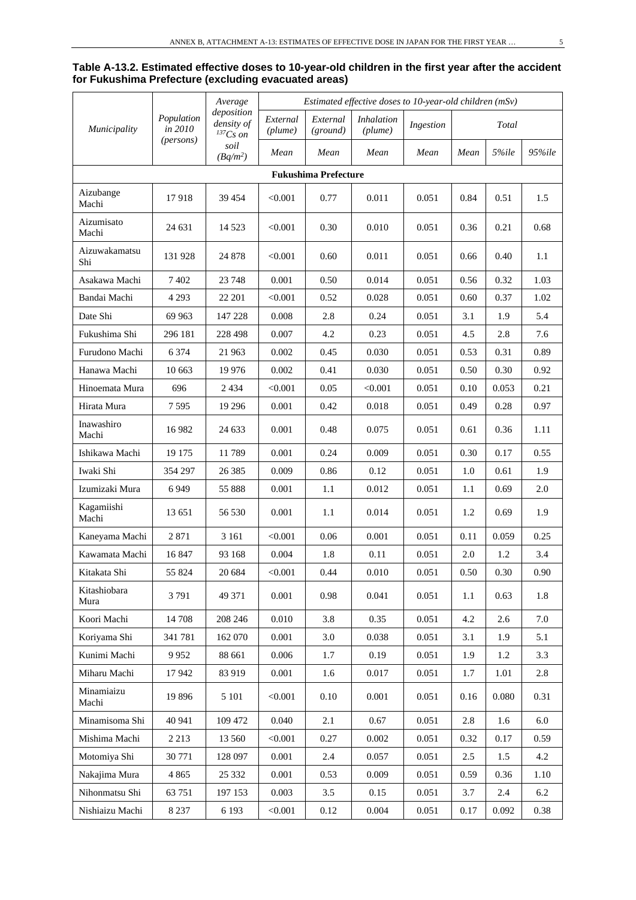**Table A-13.2. Estimated effective doses to 10-year-old children in the first year after the accident for Fukushima Prefecture (excluding evacuated areas)**

| *Municipality* | *Population in 2010 (persons)* | *Average deposition density of $^{137}Cs$ on soil ($Bq/m^2$)* | *Estimated effective doses to 10-year-old children (mSv)* | | | | | | |
|---|---|---|---|---|---|---|---|---|---|
| | | | *External (plume)* | *External (ground)* | *Inhalation (plume)* | *Ingestion* | *Total* | | |
| | | | *Mean* | *Mean* | *Mean* | *Mean* | *Mean* | *5%ile* | *95%ile* |
| **Fukushima Prefecture** | | | | | | | | | |
| Aizubange Machi | 17 918 | 39 454 | <0.001 | 0.77 | 0.011 | 0.051 | 0.84 | 0.51 | 1.5 |
| Aizumisato Machi | 24 631 | 14 523 | <0.001 | 0.30 | 0.010 | 0.051 | 0.36 | 0.21 | 0.68 |
| Aizuwakamatsu Shi | 131 928 | 24 878 | <0.001 | 0.60 | 0.011 | 0.051 | 0.66 | 0.40 | 1.1 |
| Asakawa Machi | 7 402 | 23 748 | 0.001 | 0.50 | 0.014 | 0.051 | 0.56 | 0.32 | 1.03 |
| Bandai Machi | 4 293 | 22 201 | <0.001 | 0.52 | 0.028 | 0.051 | 0.60 | 0.37 | 1.02 |
| Date Shi | 69 963 | 147 228 | 0.008 | 2.8 | 0.24 | 0.051 | 3.1 | 1.9 | 5.4 |
| Fukushima Shi | 296 181 | 228 498 | 0.007 | 4.2 | 0.23 | 0.051 | 4.5 | 2.8 | 7.6 |
| Furudono Machi | 6 374 | 21 963 | 0.002 | 0.45 | 0.030 | 0.051 | 0.53 | 0.31 | 0.89 |
| Hanawa Machi | 10 663 | 19 976 | 0.002 | 0.41 | 0.030 | 0.051 | 0.50 | 0.30 | 0.92 |
| Hinoemata Mura | 696 | 2 434 | <0.001 | 0.05 | <0.001 | 0.051 | 0.10 | 0.053 | 0.21 |
| Hirata Mura | 7 595 | 19 296 | 0.001 | 0.42 | 0.018 | 0.051 | 0.49 | 0.28 | 0.97 |
| Inawashiro Machi | 16 982 | 24 633 | 0.001 | 0.48 | 0.075 | 0.051 | 0.61 | 0.36 | 1.11 |
| Ishikawa Machi | 19 175 | 11 789 | 0.001 | 0.24 | 0.009 | 0.051 | 0.30 | 0.17 | 0.55 |
| Iwaki Shi | 354 297 | 26 385 | 0.009 | 0.86 | 0.12 | 0.051 | 1.0 | 0.61 | 1.9 |
| Izumizaki Mura | 6 949 | 55 888 | 0.001 | 1.1 | 0.012 | 0.051 | 1.1 | 0.69 | 2.0 |
| Kagamiishi Machi | 13 651 | 56 530 | 0.001 | 1.1 | 0.014 | 0.051 | 1.2 | 0.69 | 1.9 |
| Kaneyama Machi | 2 871 | 3 161 | <0.001 | 0.06 | 0.001 | 0.051 | 0.11 | 0.059 | 0.25 |
| Kawamata Machi | 16 847 | 93 168 | 0.004 | 1.8 | 0.11 | 0.051 | 2.0 | 1.2 | 3.4 |
| Kitakata Shi | 55 824 | 20 684 | <0.001 | 0.44 | 0.010 | 0.051 | 0.50 | 0.30 | 0.90 |
| Kitashiobara Mura | 3 791 | 49 371 | 0.001 | 0.98 | 0.041 | 0.051 | 1.1 | 0.63 | 1.8 |
| Koori Machi | 14 708 | 208 246 | 0.010 | 3.8 | 0.35 | 0.051 | 4.2 | 2.6 | 7.0 |
| Koriyama Shi | 341 781 | 162 070 | 0.001 | 3.0 | 0.038 | 0.051 | 3.1 | 1.9 | 5.1 |
| Kunimi Machi | 9 952 | 88 661 | 0.006 | 1.7 | 0.19 | 0.051 | 1.9 | 1.2 | 3.3 |
| Miharu Machi | 17 942 | 83 919 | 0.001 | 1.6 | 0.017 | 0.051 | 1.7 | 1.01 | 2.8 |
| Minamiaizu Machi | 19 896 | 5 101 | <0.001 | 0.10 | 0.001 | 0.051 | 0.16 | 0.080 | 0.31 |
| Minamisoma Shi | 40 941 | 109 472 | 0.040 | 2.1 | 0.67 | 0.051 | 2.8 | 1.6 | 6.0 |
| Mishima Machi | 2 213 | 13 560 | <0.001 | 0.27 | 0.002 | 0.051 | 0.32 | 0.17 | 0.59 |
| Motomiya Shi | 30 771 | 128 097 | 0.001 | 2.4 | 0.057 | 0.051 | 2.5 | 1.5 | 4.2 |
| Nakajima Mura | 4 865 | 25 332 | 0.001 | 0.53 | 0.009 | 0.051 | 0.59 | 0.36 | 1.10 |
| Nihonmatsu Shi | 63 751 | 197 153 | 0.003 | 3.5 | 0.15 | 0.051 | 3.7 | 2.4 | 6.2 |
| Nishiaizu Machi | 8 237 | 6 193 | <0.001 | 0.12 | 0.004 | 0.051 | 0.17 | 0.092 | 0.38 |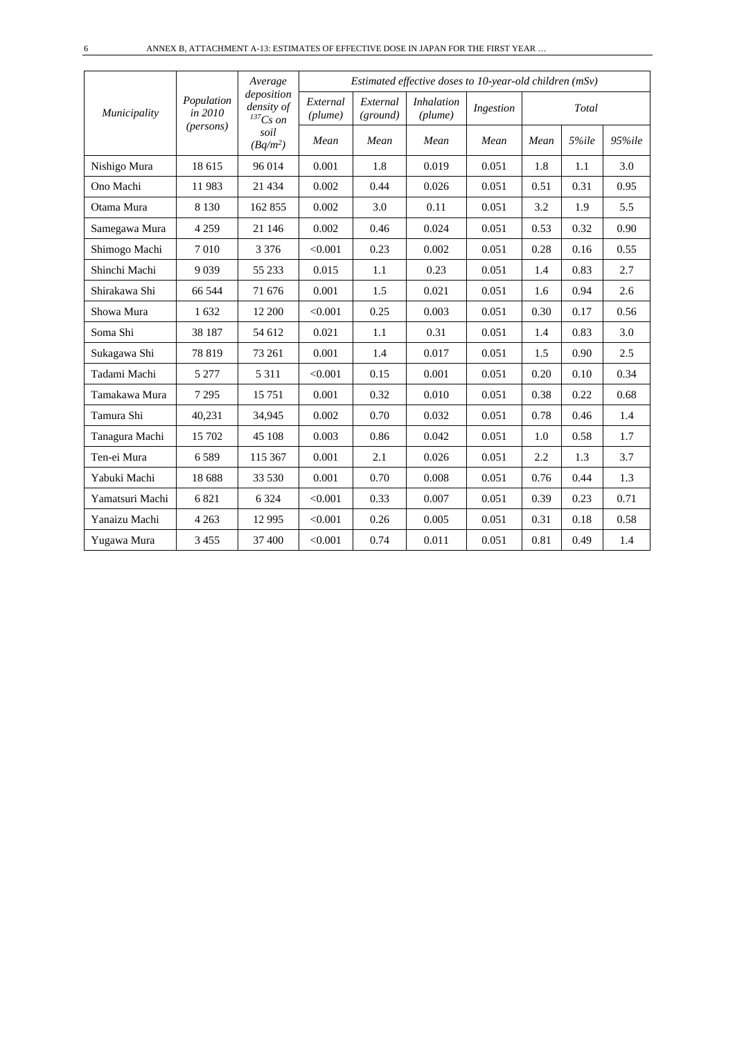| Municipality | Population in 2010 (persons) | Average deposition density of $^{137}Cs$ on soil ($Bq/m^2$) | Estimated effective doses to 10-year-old children (mSv) | | | | | | |
|---|---|---|---|---|---|---|---|---|---|
| | | | External (plume) | External (ground) | Inhalation (plume) | Ingestion | Total | | |
| | | | Mean | Mean | Mean | Mean | Mean | 5%ile | 95%ile |
| Nishigo Mura | 18 615 | 96 014 | 0.001 | 1.8 | 0.019 | 0.051 | 1.8 | 1.1 | 3.0 |
| Ono Machi | 11 983 | 21 434 | 0.002 | 0.44 | 0.026 | 0.051 | 0.51 | 0.31 | 0.95 |
| Otama Mura | 8 130 | 162 855 | 0.002 | 3.0 | 0.11 | 0.051 | 3.2 | 1.9 | 5.5 |
| Samegawa Mura | 4 259 | 21 146 | 0.002 | 0.46 | 0.024 | 0.051 | 0.53 | 0.32 | 0.90 |
| Shimogo Machi | 7 010 | 3 376 | <0.001 | 0.23 | 0.002 | 0.051 | 0.28 | 0.16 | 0.55 |
| Shinchi Machi | 9 039 | 55 233 | 0.015 | 1.1 | 0.23 | 0.051 | 1.4 | 0.83 | 2.7 |
| Shirakawa Shi | 66 544 | 71 676 | 0.001 | 1.5 | 0.021 | 0.051 | 1.6 | 0.94 | 2.6 |
| Showa Mura | 1 632 | 12 200 | <0.001 | 0.25 | 0.003 | 0.051 | 0.30 | 0.17 | 0.56 |
| Soma Shi | 38 187 | 54 612 | 0.021 | 1.1 | 0.31 | 0.051 | 1.4 | 0.83 | 3.0 |
| Sukagawa Shi | 78 819 | 73 261 | 0.001 | 1.4 | 0.017 | 0.051 | 1.5 | 0.90 | 2.5 |
| Tadami Machi | 5 277 | 5 311 | <0.001 | 0.15 | 0.001 | 0.051 | 0.20 | 0.10 | 0.34 |
| Tamakawa Mura | 7 295 | 15 751 | 0.001 | 0.32 | 0.010 | 0.051 | 0.38 | 0.22 | 0.68 |
| Tamura Shi | 40,231 | 34,945 | 0.002 | 0.70 | 0.032 | 0.051 | 0.78 | 0.46 | 1.4 |
| Tanagura Machi | 15 702 | 45 108 | 0.003 | 0.86 | 0.042 | 0.051 | 1.0 | 0.58 | 1.7 |
| Ten-ei Mura | 6 589 | 115 367 | 0.001 | 2.1 | 0.026 | 0.051 | 2.2 | 1.3 | 3.7 |
| Yabuki Machi | 18 688 | 33 530 | 0.001 | 0.70 | 0.008 | 0.051 | 0.76 | 0.44 | 1.3 |
| Yamatsuri Machi | 6 821 | 6 324 | <0.001 | 0.33 | 0.007 | 0.051 | 0.39 | 0.23 | 0.71 |
| Yanaizu Machi | 4 263 | 12 995 | <0.001 | 0.26 | 0.005 | 0.051 | 0.31 | 0.18 | 0.58 |
| Yugawa Mura | 3 455 | 37 400 | <0.001 | 0.74 | 0.011 | 0.051 | 0.81 | 0.49 | 1.4 |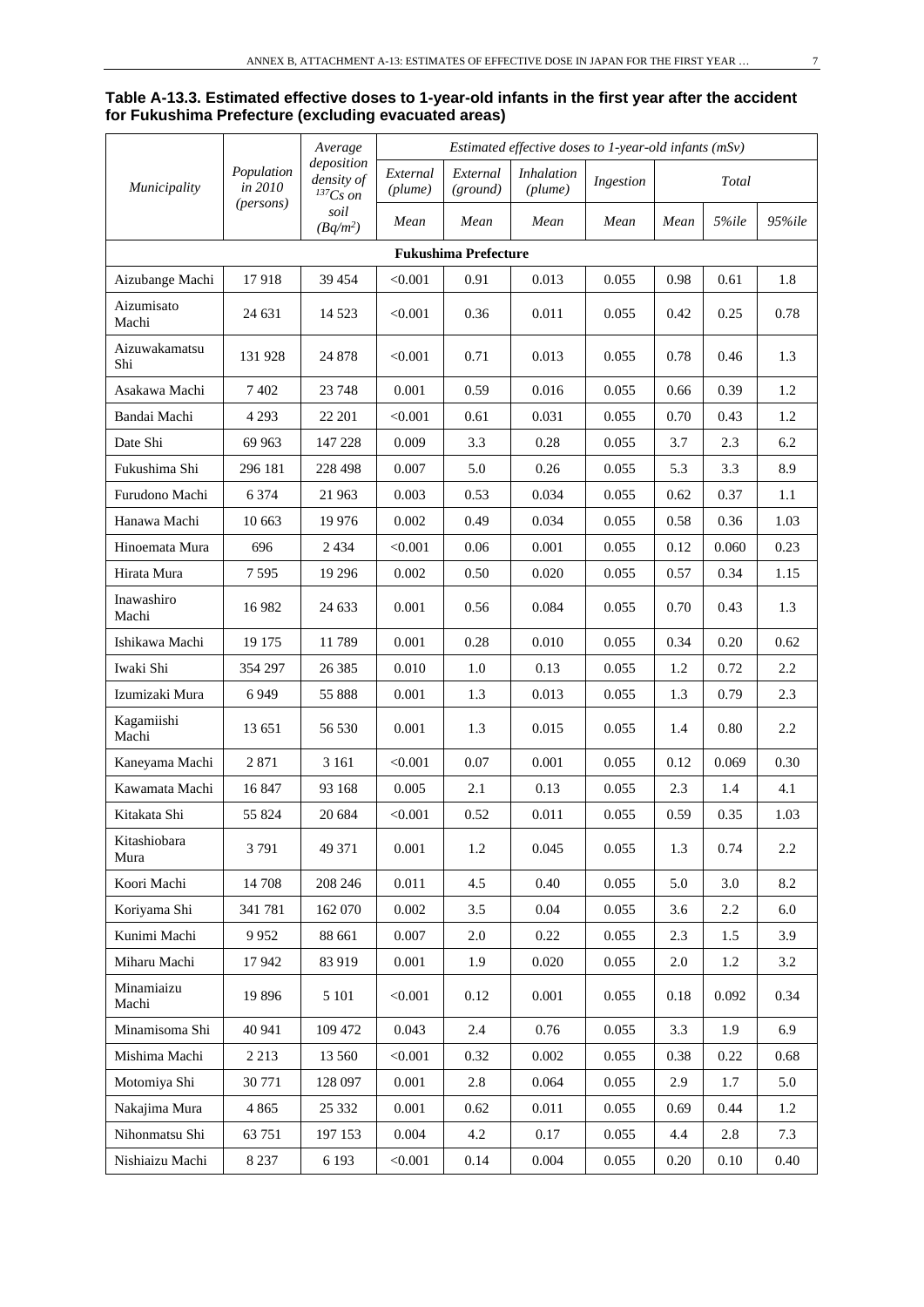**Table A-13.3. Estimated effective doses to 1-year-old infants in the first year after the accident for Fukushima Prefecture (excluding evacuated areas)**

| *Municipality* | *Population in 2010 (persons)* | *Average deposition density of $^{137}Cs$ on soil ($Bq/m^2$)* | *Estimated effective doses to 1-year-old infants (mSv)* | | | | | | |
|---|---|---|---|---|---|---|---|---|---|
| | | | *External (plume)* | *External (ground)* | *Inhalation (plume)* | *Ingestion* | *Total* | | |
| | | | *Mean* | *Mean* | *Mean* | *Mean* | *Mean* | *5%ile* | *95%ile* |
| **Fukushima Prefecture** | | | | | | | | | |
| Aizubange Machi | 17 918 | 39 454 | <0.001 | 0.91 | 0.013 | 0.055 | 0.98 | 0.61 | 1.8 |
| Aizumisato Machi | 24 631 | 14 523 | <0.001 | 0.36 | 0.011 | 0.055 | 0.42 | 0.25 | 0.78 |
| Aizuwakamatsu Shi | 131 928 | 24 878 | <0.001 | 0.71 | 0.013 | 0.055 | 0.78 | 0.46 | 1.3 |
| Asakawa Machi | 7 402 | 23 748 | 0.001 | 0.59 | 0.016 | 0.055 | 0.66 | 0.39 | 1.2 |
| Bandai Machi | 4 293 | 22 201 | <0.001 | 0.61 | 0.031 | 0.055 | 0.70 | 0.43 | 1.2 |
| Date Shi | 69 963 | 147 228 | 0.009 | 3.3 | 0.28 | 0.055 | 3.7 | 2.3 | 6.2 |
| Fukushima Shi | 296 181 | 228 498 | 0.007 | 5.0 | 0.26 | 0.055 | 5.3 | 3.3 | 8.9 |
| Furudono Machi | 6 374 | 21 963 | 0.003 | 0.53 | 0.034 | 0.055 | 0.62 | 0.37 | 1.1 |
| Hanawa Machi | 10 663 | 19 976 | 0.002 | 0.49 | 0.034 | 0.055 | 0.58 | 0.36 | 1.03 |
| Hinoemata Mura | 696 | 2 434 | <0.001 | 0.06 | 0.001 | 0.055 | 0.12 | 0.060 | 0.23 |
| Hirata Mura | 7 595 | 19 296 | 0.002 | 0.50 | 0.020 | 0.055 | 0.57 | 0.34 | 1.15 |
| Inawashiro Machi | 16 982 | 24 633 | 0.001 | 0.56 | 0.084 | 0.055 | 0.70 | 0.43 | 1.3 |
| Ishikawa Machi | 19 175 | 11 789 | 0.001 | 0.28 | 0.010 | 0.055 | 0.34 | 0.20 | 0.62 |
| Iwaki Shi | 354 297 | 26 385 | 0.010 | 1.0 | 0.13 | 0.055 | 1.2 | 0.72 | 2.2 |
| Izumizaki Mura | 6 949 | 55 888 | 0.001 | 1.3 | 0.013 | 0.055 | 1.3 | 0.79 | 2.3 |
| Kagamiishi Machi | 13 651 | 56 530 | 0.001 | 1.3 | 0.015 | 0.055 | 1.4 | 0.80 | 2.2 |
| Kaneyama Machi | 2 871 | 3 161 | <0.001 | 0.07 | 0.001 | 0.055 | 0.12 | 0.069 | 0.30 |
| Kawamata Machi | 16 847 | 93 168 | 0.005 | 2.1 | 0.13 | 0.055 | 2.3 | 1.4 | 4.1 |
| Kitakata Shi | 55 824 | 20 684 | <0.001 | 0.52 | 0.011 | 0.055 | 0.59 | 0.35 | 1.03 |
| Kitashiobara Mura | 3 791 | 49 371 | 0.001 | 1.2 | 0.045 | 0.055 | 1.3 | 0.74 | 2.2 |
| Koori Machi | 14 708 | 208 246 | 0.011 | 4.5 | 0.40 | 0.055 | 5.0 | 3.0 | 8.2 |
| Koriyama Shi | 341 781 | 162 070 | 0.002 | 3.5 | 0.04 | 0.055 | 3.6 | 2.2 | 6.0 |
| Kunimi Machi | 9 952 | 88 661 | 0.007 | 2.0 | 0.22 | 0.055 | 2.3 | 1.5 | 3.9 |
| Miharu Machi | 17 942 | 83 919 | 0.001 | 1.9 | 0.020 | 0.055 | 2.0 | 1.2 | 3.2 |
| Minamiaizu Machi | 19 896 | 5 101 | <0.001 | 0.12 | 0.001 | 0.055 | 0.18 | 0.092 | 0.34 |
| Minamisoma Shi | 40 941 | 109 472 | 0.043 | 2.4 | 0.76 | 0.055 | 3.3 | 1.9 | 6.9 |
| Mishima Machi | 2 213 | 13 560 | <0.001 | 0.32 | 0.002 | 0.055 | 0.38 | 0.22 | 0.68 |
| Motomiya Shi | 30 771 | 128 097 | 0.001 | 2.8 | 0.064 | 0.055 | 2.9 | 1.7 | 5.0 |
| Nakajima Mura | 4 865 | 25 332 | 0.001 | 0.62 | 0.011 | 0.055 | 0.69 | 0.44 | 1.2 |
| Nihonmatsu Shi | 63 751 | 197 153 | 0.004 | 4.2 | 0.17 | 0.055 | 4.4 | 2.8 | 7.3 |
| Nishiaizu Machi | 8 237 | 6 193 | <0.001 | 0.14 | 0.004 | 0.055 | 0.20 | 0.10 | 0.40 |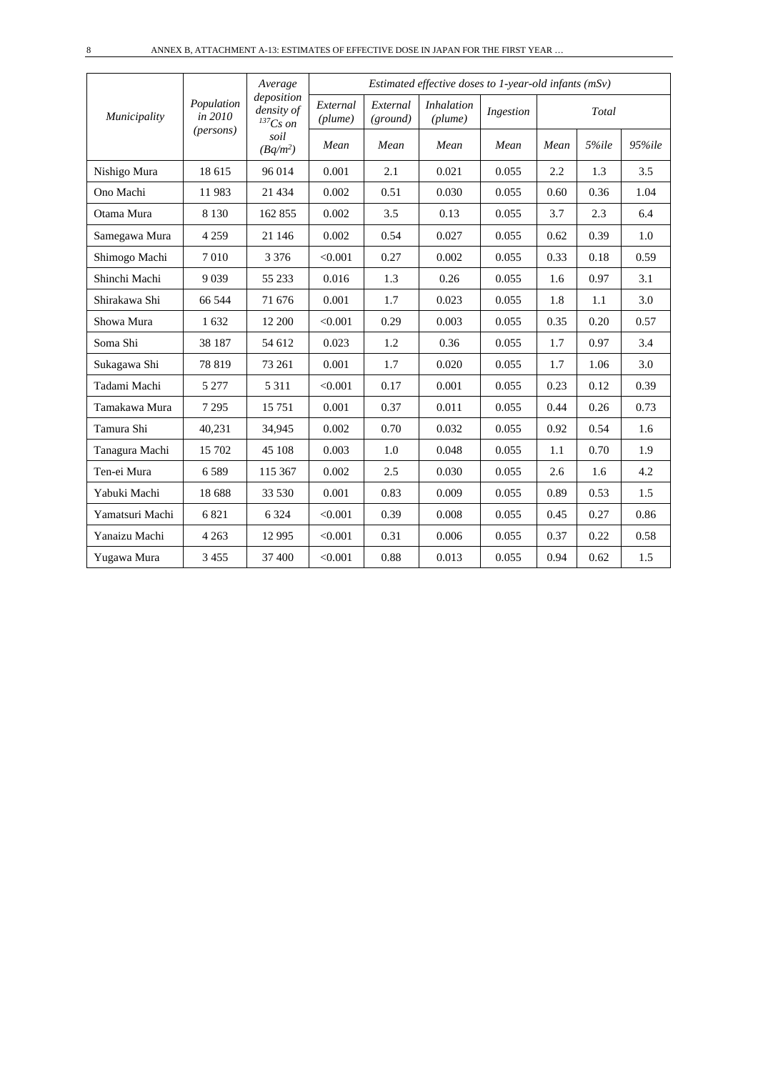| *Municipality* | *Population in 2010 (persons)* | *Average deposition density of $^{137}Cs$ on soil ($Bq/m^2$)* | *Estimated effective doses to 1-year-old infants (mSv)* | | | | | | |
|---|---|---|---|---|---|---|---|---|---|
| | | | *External (plume)* | *External (ground)* | *Inhalation (plume)* | *Ingestion* | *Total* | | |
| | | | *Mean* | *Mean* | *Mean* | *Mean* | *Mean* | *5%ile* | *95%ile* |
| Nishigo Mura | 18 615 | 96 014 | 0.001 | 2.1 | 0.021 | 0.055 | 2.2 | 1.3 | 3.5 |
| Ono Machi | 11 983 | 21 434 | 0.002 | 0.51 | 0.030 | 0.055 | 0.60 | 0.36 | 1.04 |
| Otama Mura | 8 130 | 162 855 | 0.002 | 3.5 | 0.13 | 0.055 | 3.7 | 2.3 | 6.4 |
| Samegawa Mura | 4 259 | 21 146 | 0.002 | 0.54 | 0.027 | 0.055 | 0.62 | 0.39 | 1.0 |
| Shimogo Machi | 7 010 | 3 376 | <0.001 | 0.27 | 0.002 | 0.055 | 0.33 | 0.18 | 0.59 |
| Shinchi Machi | 9 039 | 55 233 | 0.016 | 1.3 | 0.26 | 0.055 | 1.6 | 0.97 | 3.1 |
| Shirakawa Shi | 66 544 | 71 676 | 0.001 | 1.7 | 0.023 | 0.055 | 1.8 | 1.1 | 3.0 |
| Showa Mura | 1 632 | 12 200 | <0.001 | 0.29 | 0.003 | 0.055 | 0.35 | 0.20 | 0.57 |
| Soma Shi | 38 187 | 54 612 | 0.023 | 1.2 | 0.36 | 0.055 | 1.7 | 0.97 | 3.4 |
| Sukagawa Shi | 78 819 | 73 261 | 0.001 | 1.7 | 0.020 | 0.055 | 1.7 | 1.06 | 3.0 |
| Tadami Machi | 5 277 | 5 311 | <0.001 | 0.17 | 0.001 | 0.055 | 0.23 | 0.12 | 0.39 |
| Tamakawa Mura | 7 295 | 15 751 | 0.001 | 0.37 | 0.011 | 0.055 | 0.44 | 0.26 | 0.73 |
| Tamura Shi | 40,231 | 34,945 | 0.002 | 0.70 | 0.032 | 0.055 | 0.92 | 0.54 | 1.6 |
| Tanagura Machi | 15 702 | 45 108 | 0.003 | 1.0 | 0.048 | 0.055 | 1.1 | 0.70 | 1.9 |
| Ten-ei Mura | 6 589 | 115 367 | 0.002 | 2.5 | 0.030 | 0.055 | 2.6 | 1.6 | 4.2 |
| Yabuki Machi | 18 688 | 33 530 | 0.001 | 0.83 | 0.009 | 0.055 | 0.89 | 0.53 | 1.5 |
| Yamatsuri Machi | 6 821 | 6 324 | <0.001 | 0.39 | 0.008 | 0.055 | 0.45 | 0.27 | 0.86 |
| Yanaizu Machi | 4 263 | 12 995 | <0.001 | 0.31 | 0.006 | 0.055 | 0.37 | 0.22 | 0.58 |
| Yugawa Mura | 3 455 | 37 400 | <0.001 | 0.88 | 0.013 | 0.055 | 0.94 | 0.62 | 1.5 |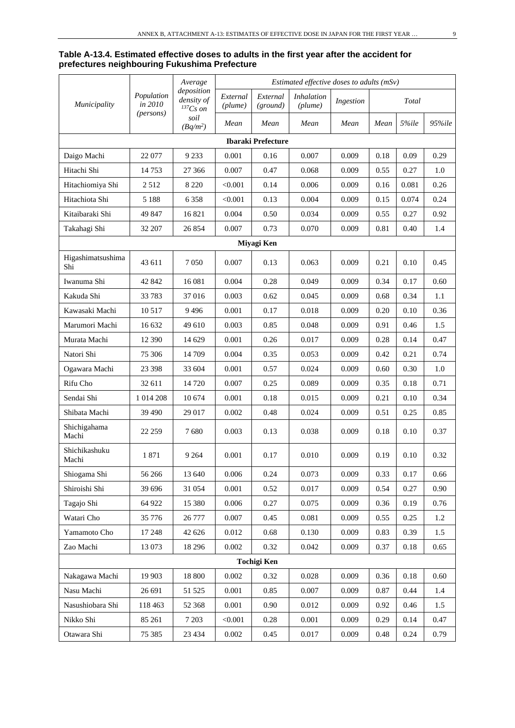**Table A-13.4. Estimated effective doses to adults in the first year after the accident for prefectures neighbouring Fukushima Prefecture**

| *Municipality* | *Population in 2010 (persons)* | *Average deposition density of $^{137}Cs$ on soil ($Bq/m^2$)* | *Estimated effective doses to adults (mSv)* | | | | | | |
|---|---|---|---|---|---|---|---|---|---|
| | | | *External (plume)* | *External (ground)* | *Inhalation (plume)* | *Ingestion* | *Total* | | |
| | | | *Mean* | *Mean* | *Mean* | *Mean* | *Mean* | *5%ile* | *95%ile* |
| **Ibaraki Prefecture** | | | | | | | | | |
| Daigo Machi | 22 077 | 9 233 | 0.001 | 0.16 | 0.007 | 0.009 | 0.18 | 0.09 | 0.29 |
| Hitachi Shi | 14 753 | 27 366 | 0.007 | 0.47 | 0.068 | 0.009 | 0.55 | 0.27 | 1.0 |
| Hitachiomiya Shi | 2 512 | 8 220 | <0.001 | 0.14 | 0.006 | 0.009 | 0.16 | 0.081 | 0.26 |
| Hitachiota Shi | 5 188 | 6 358 | <0.001 | 0.13 | 0.004 | 0.009 | 0.15 | 0.074 | 0.24 |
| Kitaibaraki Shi | 49 847 | 16 821 | 0.004 | 0.50 | 0.034 | 0.009 | 0.55 | 0.27 | 0.92 |
| Takahagi Shi | 32 207 | 26 854 | 0.007 | 0.73 | 0.070 | 0.009 | 0.81 | 0.40 | 1.4 |
| **Miyagi Ken** | | | | | | | | | |
| Higashimatsushima Shi | 43 611 | 7 050 | 0.007 | 0.13 | 0.063 | 0.009 | 0.21 | 0.10 | 0.45 |
| Iwanuma Shi | 42 842 | 16 081 | 0.004 | 0.28 | 0.049 | 0.009 | 0.34 | 0.17 | 0.60 |
| Kakuda Shi | 33 783 | 37 016 | 0.003 | 0.62 | 0.045 | 0.009 | 0.68 | 0.34 | 1.1 |
| Kawasaki Machi | 10 517 | 9 496 | 0.001 | 0.17 | 0.018 | 0.009 | 0.20 | 0.10 | 0.36 |
| Marumori Machi | 16 632 | 49 610 | 0.003 | 0.85 | 0.048 | 0.009 | 0.91 | 0.46 | 1.5 |
| Murata Machi | 12 390 | 14 629 | 0.001 | 0.26 | 0.017 | 0.009 | 0.28 | 0.14 | 0.47 |
| Natori Shi | 75 306 | 14 709 | 0.004 | 0.35 | 0.053 | 0.009 | 0.42 | 0.21 | 0.74 |
| Ogawara Machi | 23 398 | 33 604 | 0.001 | 0.57 | 0.024 | 0.009 | 0.60 | 0.30 | 1.0 |
| Rifu Cho | 32 611 | 14 720 | 0.007 | 0.25 | 0.089 | 0.009 | 0.35 | 0.18 | 0.71 |
| Sendai Shi | 1 014 208 | 10 674 | 0.001 | 0.18 | 0.015 | 0.009 | 0.21 | 0.10 | 0.34 |
| Shibata Machi | 39 490 | 29 017 | 0.002 | 0.48 | 0.024 | 0.009 | 0.51 | 0.25 | 0.85 |
| Shichigahama Machi | 22 259 | 7 680 | 0.003 | 0.13 | 0.038 | 0.009 | 0.18 | 0.10 | 0.37 |
| Shichikashuku Machi | 1 871 | 9 264 | 0.001 | 0.17 | 0.010 | 0.009 | 0.19 | 0.10 | 0.32 |
| Shiogama Shi | 56 266 | 13 640 | 0.006 | 0.24 | 0.073 | 0.009 | 0.33 | 0.17 | 0.66 |
| Shiroishi Shi | 39 696 | 31 054 | 0.001 | 0.52 | 0.017 | 0.009 | 0.54 | 0.27 | 0.90 |
| Tagajo Shi | 64 922 | 15 380 | 0.006 | 0.27 | 0.075 | 0.009 | 0.36 | 0.19 | 0.76 |
| Watari Cho | 35 776 | 26 777 | 0.007 | 0.45 | 0.081 | 0.009 | 0.55 | 0.25 | 1.2 |
| Yamamoto Cho | 17 248 | 42 626 | 0.012 | 0.68 | 0.130 | 0.009 | 0.83 | 0.39 | 1.5 |
| Zao Machi | 13 073 | 18 296 | 0.002 | 0.32 | 0.042 | 0.009 | 0.37 | 0.18 | 0.65 |
| **Tochigi Ken** | | | | | | | | | |
| Nakagawa Machi | 19 903 | 18 800 | 0.002 | 0.32 | 0.028 | 0.009 | 0.36 | 0.18 | 0.60 |
| Nasu Machi | 26 691 | 51 525 | 0.001 | 0.85 | 0.007 | 0.009 | 0.87 | 0.44 | 1.4 |
| Nasushiobara Shi | 118 463 | 52 368 | 0.001 | 0.90 | 0.012 | 0.009 | 0.92 | 0.46 | 1.5 |
| Nikko Shi | 85 261 | 7 203 | <0.001 | 0.28 | 0.001 | 0.009 | 0.29 | 0.14 | 0.47 |
| Otawara Shi | 75 385 | 23 434 | 0.002 | 0.45 | 0.017 | 0.009 | 0.48 | 0.24 | 0.79 |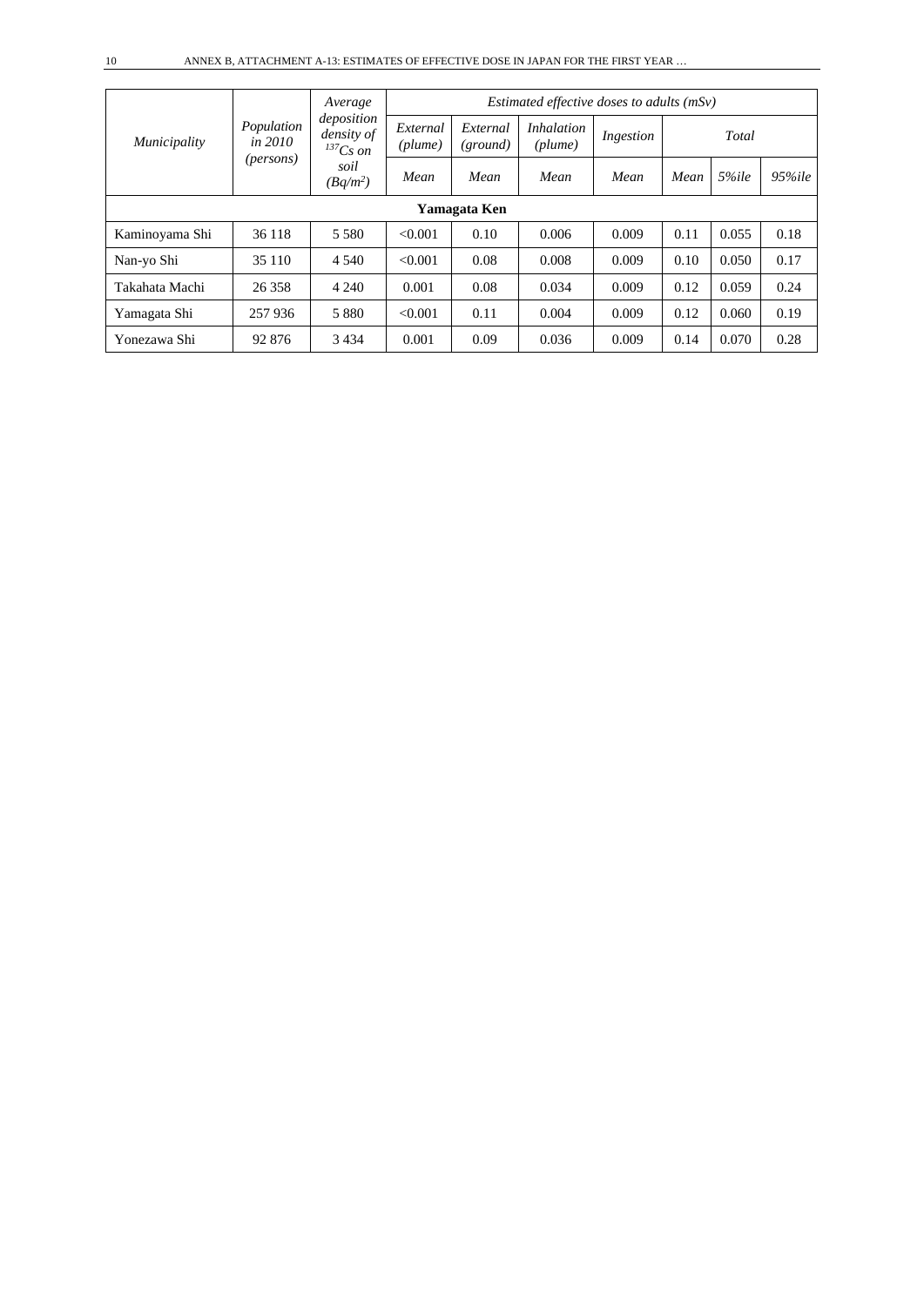| *Municipality* | *Population in 2010 (persons)* | *Average deposition density of $^{137}Cs$ on soil ($Bq/m^2$)* | *Estimated effective doses to adults (mSv)* | | | | | | |
|---|---|---|---|---|---|---|---|---|---|
| | | | *External (plume)* | *External (ground)* | *Inhalation (plume)* | *Ingestion* | *Total* | | |
| | | | *Mean* | *Mean* | *Mean* | *Mean* | *Mean* | *5%ile* | *95%ile* |
| **Yamagata Ken** | | | | | | | | | |
| Kaminoyama Shi | 36 118 | 5 580 | <0.001 | 0.10 | 0.006 | 0.009 | 0.11 | 0.055 | 0.18 |
| Nan-yo Shi | 35 110 | 4 540 | <0.001 | 0.08 | 0.008 | 0.009 | 0.10 | 0.050 | 0.17 |
| Takahata Machi | 26 358 | 4 240 | 0.001 | 0.08 | 0.034 | 0.009 | 0.12 | 0.059 | 0.24 |
| Yamagata Shi | 257 936 | 5 880 | <0.001 | 0.11 | 0.004 | 0.009 | 0.12 | 0.060 | 0.19 |
| Yonezawa Shi | 92 876 | 3 434 | 0.001 | 0.09 | 0.036 | 0.009 | 0.14 | 0.070 | 0.28 |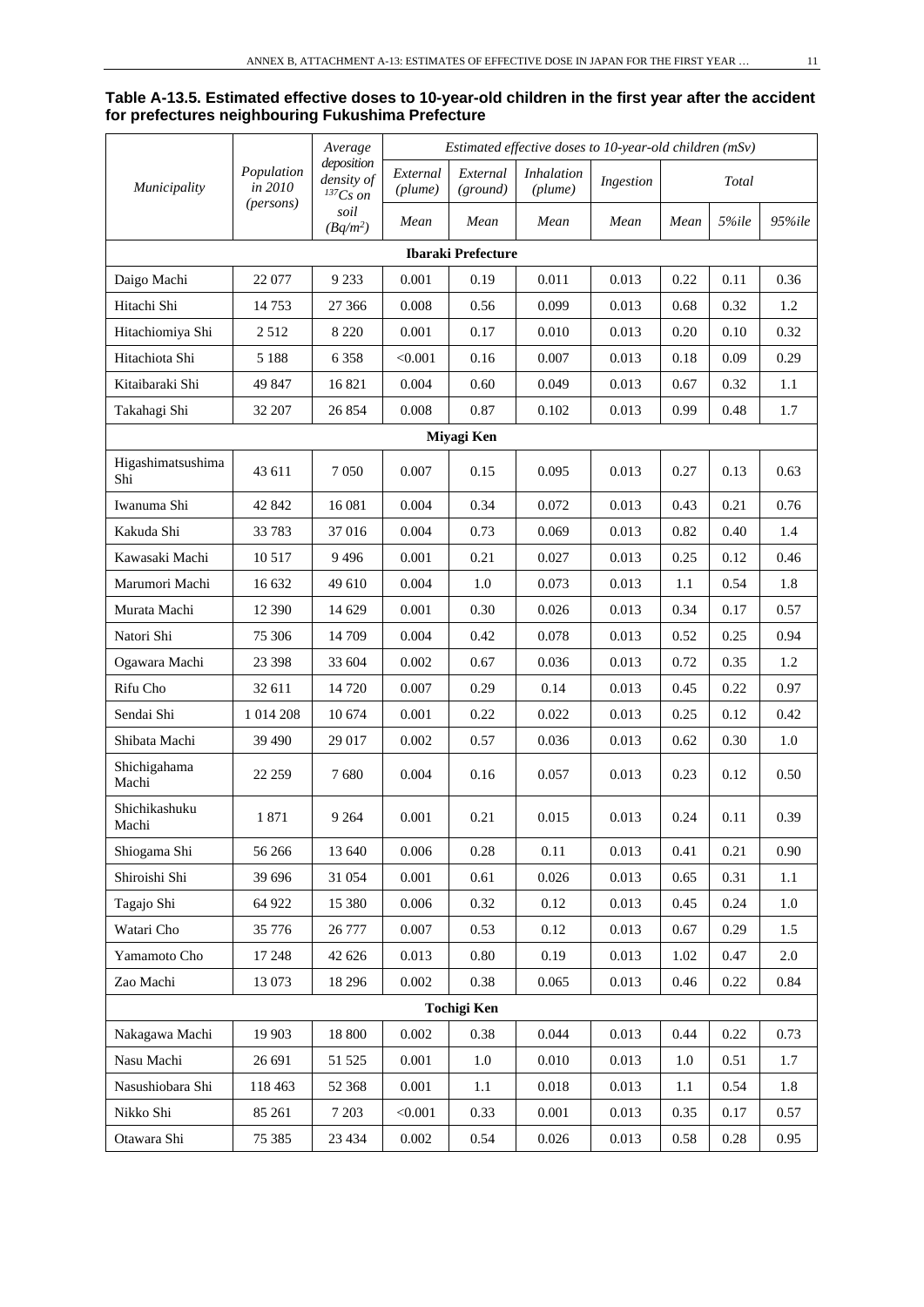**Table A-13.5. Estimated effective doses to 10-year-old children in the first year after the accident for prefectures neighbouring Fukushima Prefecture**

| *Municipality* | *Population in 2010 (persons)* | *Average deposition density of $^{137}Cs$ on soil ($Bq/m^2$)* | *Estimated effective doses to 10-year-old children (mSv)* | | | | | | |
|---|---|---|---|---|---|---|---|---|---|
| | | | *External (plume)* | *External (ground)* | *Inhalation (plume)* | *Ingestion* | *Total* | | |
| | | | *Mean* | *Mean* | *Mean* | *Mean* | *Mean* | *5%ile* | *95%ile* |
| **Ibaraki Prefecture** | | | | | | | | | |
| Daigo Machi | 22 077 | 9 233 | 0.001 | 0.19 | 0.011 | 0.013 | 0.22 | 0.11 | 0.36 |
| Hitachi Shi | 14 753 | 27 366 | 0.008 | 0.56 | 0.099 | 0.013 | 0.68 | 0.32 | 1.2 |
| Hitachiomiya Shi | 2 512 | 8 220 | 0.001 | 0.17 | 0.010 | 0.013 | 0.20 | 0.10 | 0.32 |
| Hitachiota Shi | 5 188 | 6 358 | <0.001 | 0.16 | 0.007 | 0.013 | 0.18 | 0.09 | 0.29 |
| Kitaibaraki Shi | 49 847 | 16 821 | 0.004 | 0.60 | 0.049 | 0.013 | 0.67 | 0.32 | 1.1 |
| Takahagi Shi | 32 207 | 26 854 | 0.008 | 0.87 | 0.102 | 0.013 | 0.99 | 0.48 | 1.7 |
| **Miyagi Ken** | | | | | | | | | |
| Higashimatsushima Shi | 43 611 | 7 050 | 0.007 | 0.15 | 0.095 | 0.013 | 0.27 | 0.13 | 0.63 |
| Iwanuma Shi | 42 842 | 16 081 | 0.004 | 0.34 | 0.072 | 0.013 | 0.43 | 0.21 | 0.76 |
| Kakuda Shi | 33 783 | 37 016 | 0.004 | 0.73 | 0.069 | 0.013 | 0.82 | 0.40 | 1.4 |
| Kawasaki Machi | 10 517 | 9 496 | 0.001 | 0.21 | 0.027 | 0.013 | 0.25 | 0.12 | 0.46 |
| Marumori Machi | 16 632 | 49 610 | 0.004 | 1.0 | 0.073 | 0.013 | 1.1 | 0.54 | 1.8 |
| Murata Machi | 12 390 | 14 629 | 0.001 | 0.30 | 0.026 | 0.013 | 0.34 | 0.17 | 0.57 |
| Natori Shi | 75 306 | 14 709 | 0.004 | 0.42 | 0.078 | 0.013 | 0.52 | 0.25 | 0.94 |
| Ogawara Machi | 23 398 | 33 604 | 0.002 | 0.67 | 0.036 | 0.013 | 0.72 | 0.35 | 1.2 |
| Rifu Cho | 32 611 | 14 720 | 0.007 | 0.29 | 0.14 | 0.013 | 0.45 | 0.22 | 0.97 |
| Sendai Shi | 1 014 208 | 10 674 | 0.001 | 0.22 | 0.022 | 0.013 | 0.25 | 0.12 | 0.42 |
| Shibata Machi | 39 490 | 29 017 | 0.002 | 0.57 | 0.036 | 0.013 | 0.62 | 0.30 | 1.0 |
| Shichigahama Machi | 22 259 | 7 680 | 0.004 | 0.16 | 0.057 | 0.013 | 0.23 | 0.12 | 0.50 |
| Shichikashuku Machi | 1 871 | 9 264 | 0.001 | 0.21 | 0.015 | 0.013 | 0.24 | 0.11 | 0.39 |
| Shiogama Shi | 56 266 | 13 640 | 0.006 | 0.28 | 0.11 | 0.013 | 0.41 | 0.21 | 0.90 |
| Shiroishi Shi | 39 696 | 31 054 | 0.001 | 0.61 | 0.026 | 0.013 | 0.65 | 0.31 | 1.1 |
| Tagajo Shi | 64 922 | 15 380 | 0.006 | 0.32 | 0.12 | 0.013 | 0.45 | 0.24 | 1.0 |
| Watari Cho | 35 776 | 26 777 | 0.007 | 0.53 | 0.12 | 0.013 | 0.67 | 0.29 | 1.5 |
| Yamamoto Cho | 17 248 | 42 626 | 0.013 | 0.80 | 0.19 | 0.013 | 1.02 | 0.47 | 2.0 |
| Zao Machi | 13 073 | 18 296 | 0.002 | 0.38 | 0.065 | 0.013 | 0.46 | 0.22 | 0.84 |
| **Tochigi Ken** | | | | | | | | | |
| Nakagawa Machi | 19 903 | 18 800 | 0.002 | 0.38 | 0.044 | 0.013 | 0.44 | 0.22 | 0.73 |
| Nasu Machi | 26 691 | 51 525 | 0.001 | 1.0 | 0.010 | 0.013 | 1.0 | 0.51 | 1.7 |
| Nasushiobara Shi | 118 463 | 52 368 | 0.001 | 1.1 | 0.018 | 0.013 | 1.1 | 0.54 | 1.8 |
| Nikko Shi | 85 261 | 7 203 | <0.001 | 0.33 | 0.001 | 0.013 | 0.35 | 0.17 | 0.57 |
| Otawara Shi | 75 385 | 23 434 | 0.002 | 0.54 | 0.026 | 0.013 | 0.58 | 0.28 | 0.95 |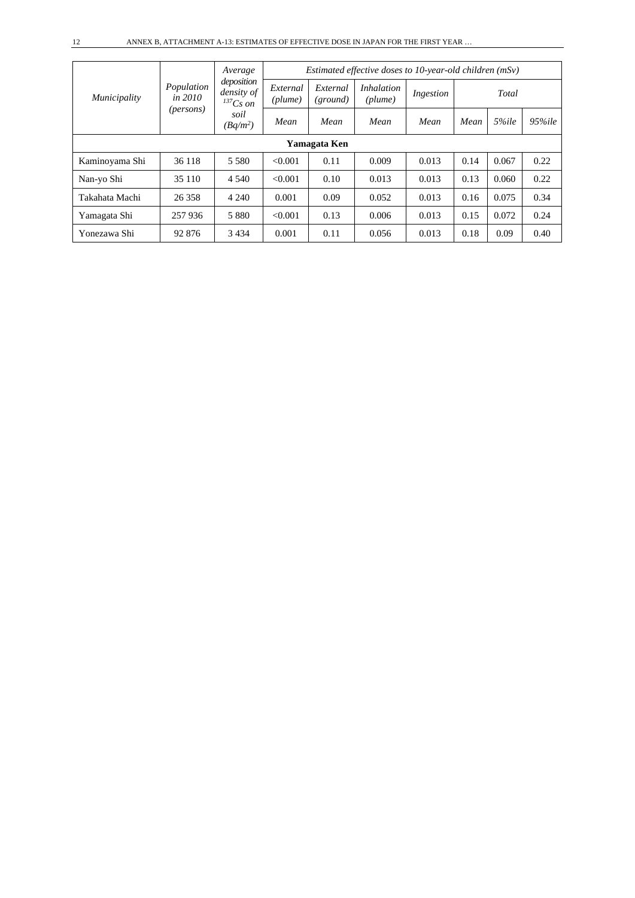| *Municipality* | *Population in 2010 (persons)* | *Average deposition density of $^{137}Cs$ on soil ($Bq/m^2$)* | *Estimated effective doses to 10-year-old children (mSv)* | | | | | | |
|---|---|---|---|---|---|---|---|---|---|
| | | | *External (plume)* | *External (ground)* | *Inhalation (plume)* | *Ingestion* | *Total* | | |
| | | | *Mean* | *Mean* | *Mean* | *Mean* | *Mean* | *5%ile* | *95%ile* |
| **Yamagata Ken** | | | | | | | | | |
| Kaminoyama Shi | 36 118 | 5 580 | <0.001 | 0.11 | 0.009 | 0.013 | 0.14 | 0.067 | 0.22 |
| Nan-yo Shi | 35 110 | 4 540 | <0.001 | 0.10 | 0.013 | 0.013 | 0.13 | 0.060 | 0.22 |
| Takahata Machi | 26 358 | 4 240 | 0.001 | 0.09 | 0.052 | 0.013 | 0.16 | 0.075 | 0.34 |
| Yamagata Shi | 257 936 | 5 880 | <0.001 | 0.13 | 0.006 | 0.013 | 0.15 | 0.072 | 0.24 |
| Yonezawa Shi | 92 876 | 3 434 | 0.001 | 0.11 | 0.056 | 0.013 | 0.18 | 0.09 | 0.40 |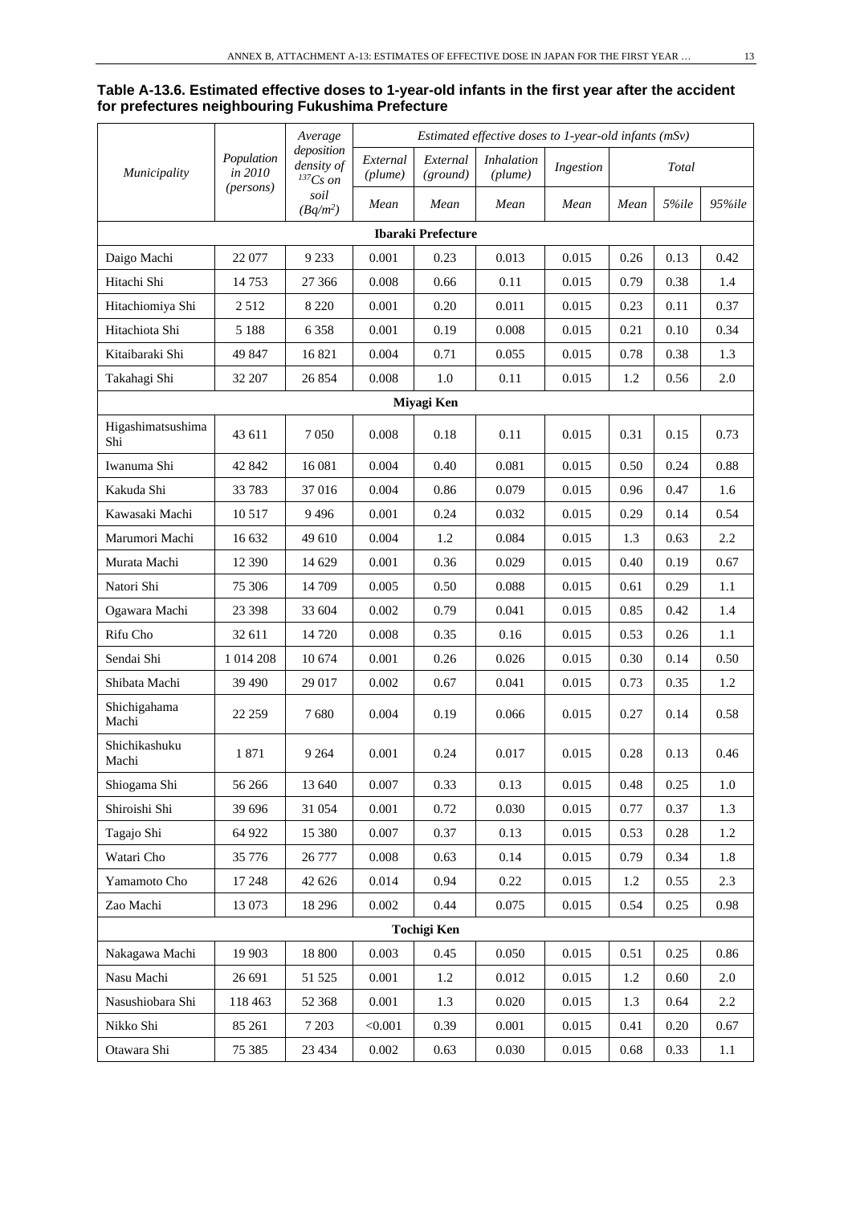**Table A-13.6. Estimated effective doses to 1-year-old infants in the first year after the accident for prefectures neighbouring Fukushima Prefecture**

| *Municipality* | *Population in 2010 (persons)* | *Average deposition density of $^{137}Cs$ on soil ($Bq/m^2$)* | *Estimated effective doses to 1-year-old infants (mSv)* | | | | | | |
|---|---|---|---|---|---|---|---|---|---|
| | | | *External (plume)* | *External (ground)* | *Inhalation (plume)* | *Ingestion* | *Total* | | |
| | | | *Mean* | *Mean* | *Mean* | *Mean* | *Mean* | *5%ile* | *95%ile* |
| **Ibaraki Prefecture** | | | | | | | | | |
| Daigo Machi | 22 077 | 9 233 | 0.001 | 0.23 | 0.013 | 0.015 | 0.26 | 0.13 | 0.42 |
| Hitachi Shi | 14 753 | 27 366 | 0.008 | 0.66 | 0.11 | 0.015 | 0.79 | 0.38 | 1.4 |
| Hitachiomiya Shi | 2 512 | 8 220 | 0.001 | 0.20 | 0.011 | 0.015 | 0.23 | 0.11 | 0.37 |
| Hitachiota Shi | 5 188 | 6 358 | 0.001 | 0.19 | 0.008 | 0.015 | 0.21 | 0.10 | 0.34 |
| Kitaibaraki Shi | 49 847 | 16 821 | 0.004 | 0.71 | 0.055 | 0.015 | 0.78 | 0.38 | 1.3 |
| Takahagi Shi | 32 207 | 26 854 | 0.008 | 1.0 | 0.11 | 0.015 | 1.2 | 0.56 | 2.0 |
| **Miyagi Ken** | | | | | | | | | |
| Higashimatsushima Shi | 43 611 | 7 050 | 0.008 | 0.18 | 0.11 | 0.015 | 0.31 | 0.15 | 0.73 |
| Iwanuma Shi | 42 842 | 16 081 | 0.004 | 0.40 | 0.081 | 0.015 | 0.50 | 0.24 | 0.88 |
| Kakuda Shi | 33 783 | 37 016 | 0.004 | 0.86 | 0.079 | 0.015 | 0.96 | 0.47 | 1.6 |
| Kawasaki Machi | 10 517 | 9 496 | 0.001 | 0.24 | 0.032 | 0.015 | 0.29 | 0.14 | 0.54 |
| Marumori Machi | 16 632 | 49 610 | 0.004 | 1.2 | 0.084 | 0.015 | 1.3 | 0.63 | 2.2 |
| Murata Machi | 12 390 | 14 629 | 0.001 | 0.36 | 0.029 | 0.015 | 0.40 | 0.19 | 0.67 |
| Natori Shi | 75 306 | 14 709 | 0.005 | 0.50 | 0.088 | 0.015 | 0.61 | 0.29 | 1.1 |
| Ogawara Machi | 23 398 | 33 604 | 0.002 | 0.79 | 0.041 | 0.015 | 0.85 | 0.42 | 1.4 |
| Rifu Cho | 32 611 | 14 720 | 0.008 | 0.35 | 0.16 | 0.015 | 0.53 | 0.26 | 1.1 |
| Sendai Shi | 1 014 208 | 10 674 | 0.001 | 0.26 | 0.026 | 0.015 | 0.30 | 0.14 | 0.50 |
| Shibata Machi | 39 490 | 29 017 | 0.002 | 0.67 | 0.041 | 0.015 | 0.73 | 0.35 | 1.2 |
| Shichigahama Machi | 22 259 | 7 680 | 0.004 | 0.19 | 0.066 | 0.015 | 0.27 | 0.14 | 0.58 |
| Shichikashuku Machi | 1 871 | 9 264 | 0.001 | 0.24 | 0.017 | 0.015 | 0.28 | 0.13 | 0.46 |
| Shiogama Shi | 56 266 | 13 640 | 0.007 | 0.33 | 0.13 | 0.015 | 0.48 | 0.25 | 1.0 |
| Shiroishi Shi | 39 696 | 31 054 | 0.001 | 0.72 | 0.030 | 0.015 | 0.77 | 0.37 | 1.3 |
| Tagajo Shi | 64 922 | 15 380 | 0.007 | 0.37 | 0.13 | 0.015 | 0.53 | 0.28 | 1.2 |
| Watari Cho | 35 776 | 26 777 | 0.008 | 0.63 | 0.14 | 0.015 | 0.79 | 0.34 | 1.8 |
| Yamamoto Cho | 17 248 | 42 626 | 0.014 | 0.94 | 0.22 | 0.015 | 1.2 | 0.55 | 2.3 |
| Zao Machi | 13 073 | 18 296 | 0.002 | 0.44 | 0.075 | 0.015 | 0.54 | 0.25 | 0.98 |
| **Tochigi Ken** | | | | | | | | | |
| Nakagawa Machi | 19 903 | 18 800 | 0.003 | 0.45 | 0.050 | 0.015 | 0.51 | 0.25 | 0.86 |
| Nasu Machi | 26 691 | 51 525 | 0.001 | 1.2 | 0.012 | 0.015 | 1.2 | 0.60 | 2.0 |
| Nasushiobara Shi | 118 463 | 52 368 | 0.001 | 1.3 | 0.020 | 0.015 | 1.3 | 0.64 | 2.2 |
| Nikko Shi | 85 261 | 7 203 | <0.001 | 0.39 | 0.001 | 0.015 | 0.41 | 0.20 | 0.67 |
| Otawara Shi | 75 385 | 23 434 | 0.002 | 0.63 | 0.030 | 0.015 | 0.68 | 0.33 | 1.1 |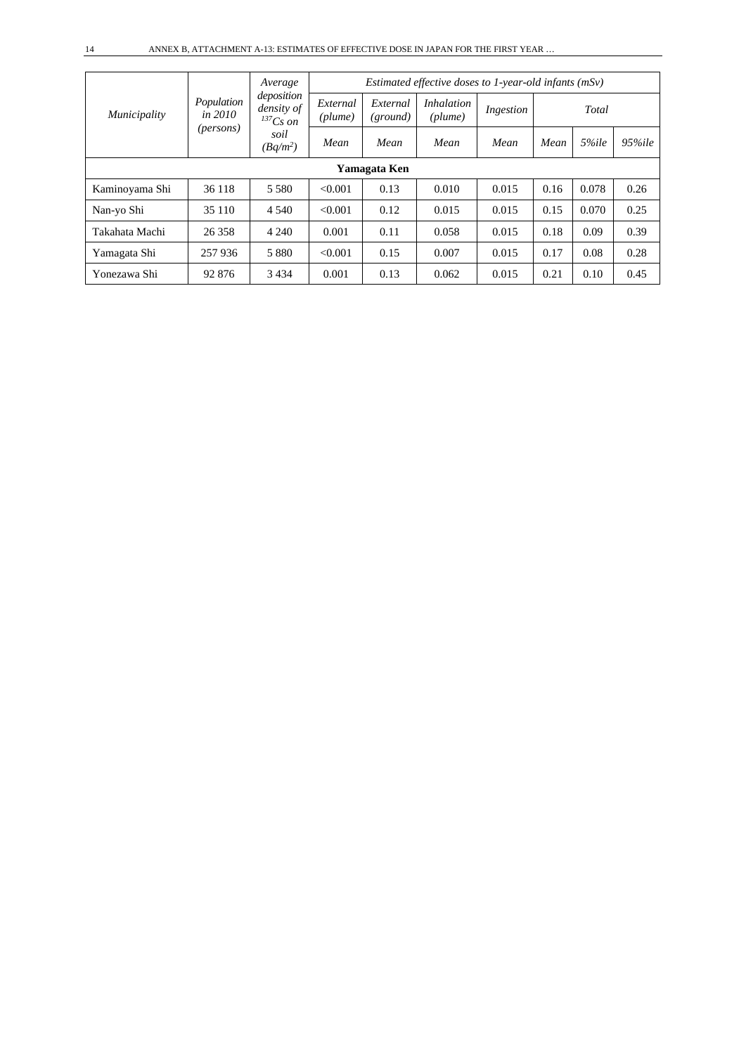| Municipality | Population in 2010 (persons) | Average deposition density of $^{137}Cs$ on soil ($Bq/m^2$) | Estimated effective doses to 1-year-old infants (mSv) | | | | | | |
|---|---|---|---|---|---|---|---|---|---|
| | | | External (plume) | External (ground) | Inhalation (plume) | Ingestion | Total | | |
| | | | Mean | Mean | Mean | Mean | Mean | 5%ile | 95%ile |
| **Yamagata Ken** | | | | | | | | | |
| Kaminoyama Shi | 36 118 | 5 580 | <0.001 | 0.13 | 0.010 | 0.015 | 0.16 | 0.078 | 0.26 |
| Nan-yo Shi | 35 110 | 4 540 | <0.001 | 0.12 | 0.015 | 0.015 | 0.15 | 0.070 | 0.25 |
| Takahata Machi | 26 358 | 4 240 | 0.001 | 0.11 | 0.058 | 0.015 | 0.18 | 0.09 | 0.39 |
| Yamagata Shi | 257 936 | 5 880 | <0.001 | 0.15 | 0.007 | 0.015 | 0.17 | 0.08 | 0.28 |
| Yonezawa Shi | 92 876 | 3 434 | 0.001 | 0.13 | 0.062 | 0.015 | 0.21 | 0.10 | 0.45 |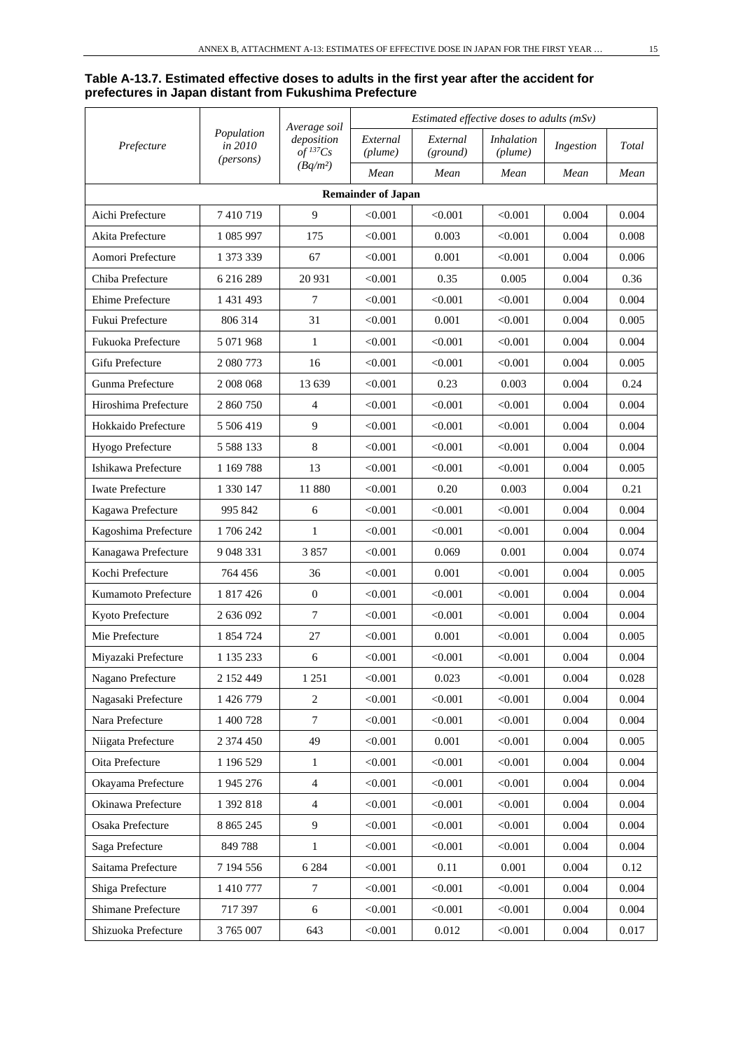**Table A-13.7. Estimated effective doses to adults in the first year after the accident for prefectures in Japan distant from Fukushima Prefecture**

| *Prefecture* | *Population in 2010 (persons)* | *Average soil deposition of $^{137}Cs$ (Bq/m²)* | *Estimated effective doses to adults (mSv)* | | | | |
|---|---|---|---|---|---|---|---|
| | | | *External (plume)* | *External (ground)* | *Inhalation (plume)* | *Ingestion* | *Total* |
| | | | *Mean* | *Mean* | *Mean* | *Mean* | *Mean* |
| **Remainder of Japan** | | | | | | | |
| Aichi Prefecture | 7 410 719 | 9 | <0.001 | <0.001 | <0.001 | 0.004 | 0.004 |
| Akita Prefecture | 1 085 997 | 175 | <0.001 | 0.003 | <0.001 | 0.004 | 0.008 |
| Aomori Prefecture | 1 373 339 | 67 | <0.001 | 0.001 | <0.001 | 0.004 | 0.006 |
| Chiba Prefecture | 6 216 289 | 20 931 | <0.001 | 0.35 | 0.005 | 0.004 | 0.36 |
| Ehime Prefecture | 1 431 493 | 7 | <0.001 | <0.001 | <0.001 | 0.004 | 0.004 |
| Fukui Prefecture | 806 314 | 31 | <0.001 | 0.001 | <0.001 | 0.004 | 0.005 |
| Fukuoka Prefecture | 5 071 968 | 1 | <0.001 | <0.001 | <0.001 | 0.004 | 0.004 |
| Gifu Prefecture | 2 080 773 | 16 | <0.001 | <0.001 | <0.001 | 0.004 | 0.005 |
| Gunma Prefecture | 2 008 068 | 13 639 | <0.001 | 0.23 | 0.003 | 0.004 | 0.24 |
| Hiroshima Prefecture | 2 860 750 | 4 | <0.001 | <0.001 | <0.001 | 0.004 | 0.004 |
| Hokkaido Prefecture | 5 506 419 | 9 | <0.001 | <0.001 | <0.001 | 0.004 | 0.004 |
| Hyogo Prefecture | 5 588 133 | 8 | <0.001 | <0.001 | <0.001 | 0.004 | 0.004 |
| Ishikawa Prefecture | 1 169 788 | 13 | <0.001 | <0.001 | <0.001 | 0.004 | 0.005 |
| Iwate Prefecture | 1 330 147 | 11 880 | <0.001 | 0.20 | 0.003 | 0.004 | 0.21 |
| Kagawa Prefecture | 995 842 | 6 | <0.001 | <0.001 | <0.001 | 0.004 | 0.004 |
| Kagoshima Prefecture | 1 706 242 | 1 | <0.001 | <0.001 | <0.001 | 0.004 | 0.004 |
| Kanagawa Prefecture | 9 048 331 | 3 857 | <0.001 | 0.069 | 0.001 | 0.004 | 0.074 |
| Kochi Prefecture | 764 456 | 36 | <0.001 | 0.001 | <0.001 | 0.004 | 0.005 |
| Kumamoto Prefecture | 1 817 426 | 0 | <0.001 | <0.001 | <0.001 | 0.004 | 0.004 |
| Kyoto Prefecture | 2 636 092 | 7 | <0.001 | <0.001 | <0.001 | 0.004 | 0.004 |
| Mie Prefecture | 1 854 724 | 27 | <0.001 | 0.001 | <0.001 | 0.004 | 0.005 |
| Miyazaki Prefecture | 1 135 233 | 6 | <0.001 | <0.001 | <0.001 | 0.004 | 0.004 |
| Nagano Prefecture | 2 152 449 | 1 251 | <0.001 | 0.023 | <0.001 | 0.004 | 0.028 |
| Nagasaki Prefecture | 1 426 779 | 2 | <0.001 | <0.001 | <0.001 | 0.004 | 0.004 |
| Nara Prefecture | 1 400 728 | 7 | <0.001 | <0.001 | <0.001 | 0.004 | 0.004 |
| Niigata Prefecture | 2 374 450 | 49 | <0.001 | 0.001 | <0.001 | 0.004 | 0.005 |
| Oita Prefecture | 1 196 529 | 1 | <0.001 | <0.001 | <0.001 | 0.004 | 0.004 |
| Okayama Prefecture | 1 945 276 | 4 | <0.001 | <0.001 | <0.001 | 0.004 | 0.004 |
| Okinawa Prefecture | 1 392 818 | 4 | <0.001 | <0.001 | <0.001 | 0.004 | 0.004 |
| Osaka Prefecture | 8 865 245 | 9 | <0.001 | <0.001 | <0.001 | 0.004 | 0.004 |
| Saga Prefecture | 849 788 | 1 | <0.001 | <0.001 | <0.001 | 0.004 | 0.004 |
| Saitama Prefecture | 7 194 556 | 6 284 | <0.001 | 0.11 | 0.001 | 0.004 | 0.12 |
| Shiga Prefecture | 1 410 777 | 7 | <0.001 | <0.001 | <0.001 | 0.004 | 0.004 |
| Shimane Prefecture | 717 397 | 6 | <0.001 | <0.001 | <0.001 | 0.004 | 0.004 |
| Shizuoka Prefecture | 3 765 007 | 643 | <0.001 | 0.012 | <0.001 | 0.004 | 0.017 |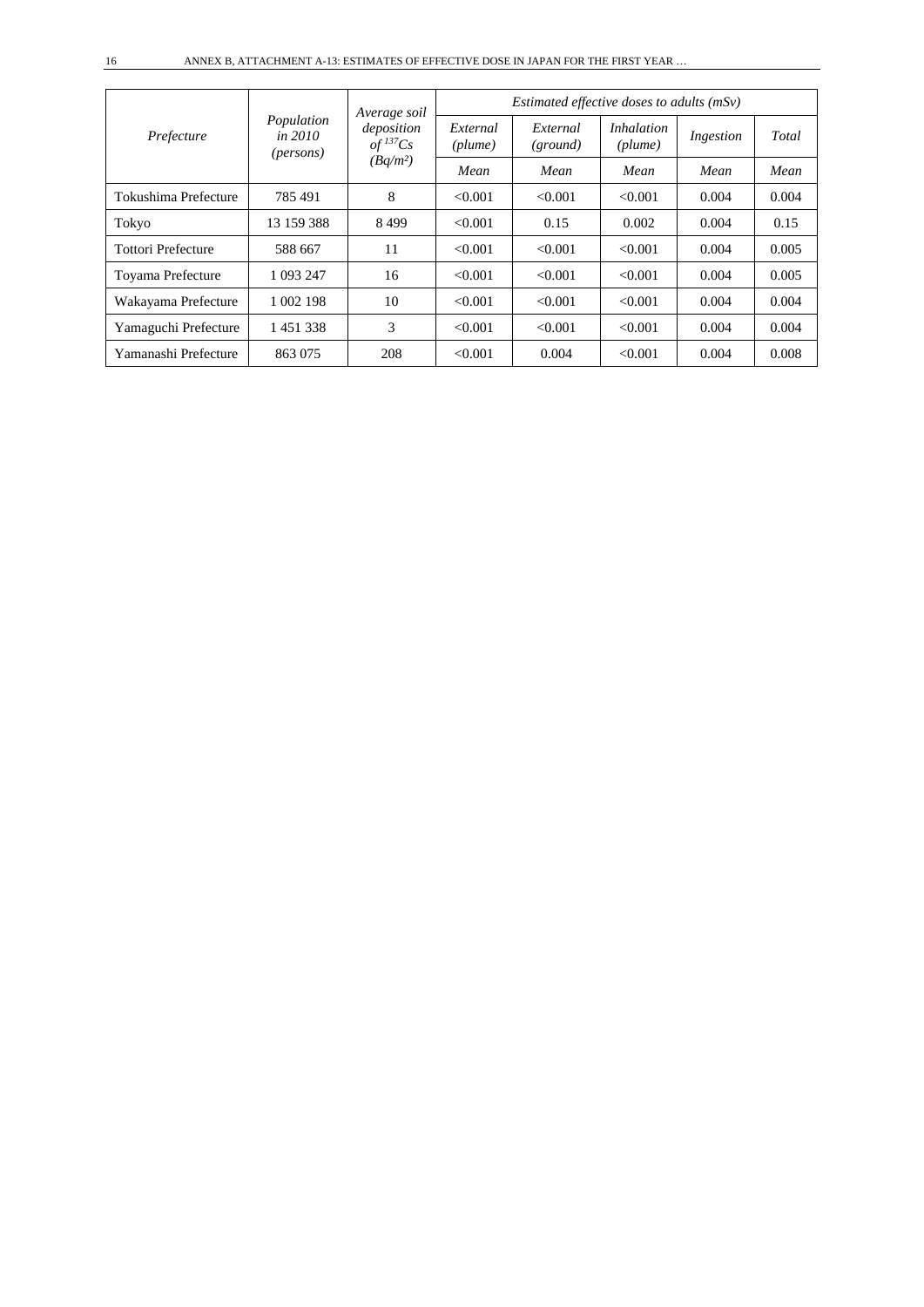| *Prefecture* | *Population in 2010 (persons)* | *Average soil deposition of $^{137}Cs$ ($Bq/m^2$)* | *Estimated effective doses to adults (mSv)* | | | | |
|---|---|---|---|---|---|---|---|
| | | | *External (plume)* | *External (ground)* | *Inhalation (plume)* | *Ingestion* | *Total* |
| | | | *Mean* | *Mean* | *Mean* | *Mean* | *Mean* |
| Tokushima Prefecture | 785 491 | 8 | <0.001 | <0.001 | <0.001 | 0.004 | 0.004 |
| Tokyo | 13 159 388 | 8 499 | <0.001 | 0.15 | 0.002 | 0.004 | 0.15 |
| Tottori Prefecture | 588 667 | 11 | <0.001 | <0.001 | <0.001 | 0.004 | 0.005 |
| Toyama Prefecture | 1 093 247 | 16 | <0.001 | <0.001 | <0.001 | 0.004 | 0.005 |
| Wakayama Prefecture | 1 002 198 | 10 | <0.001 | <0.001 | <0.001 | 0.004 | 0.004 |
| Yamaguchi Prefecture | 1 451 338 | 3 | <0.001 | <0.001 | <0.001 | 0.004 | 0.004 |
| Yamanashi Prefecture | 863 075 | 208 | <0.001 | 0.004 | <0.001 | 0.004 | 0.008 |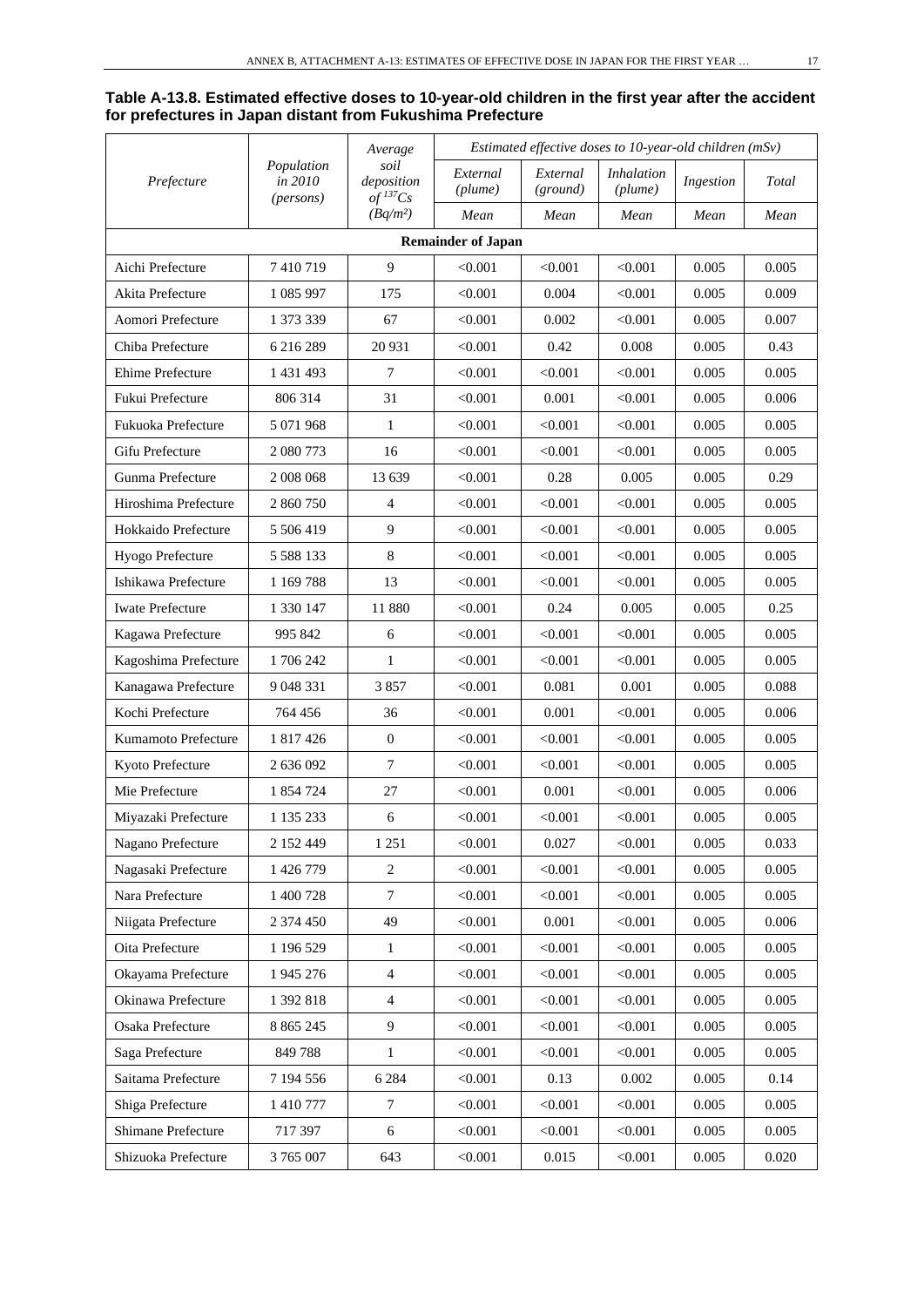**Table A-13.8. Estimated effective doses to 10-year-old children in the first year after the accident for prefectures in Japan distant from Fukushima Prefecture**

| *Prefecture* | *Population in 2010 (persons)* | *Average soil deposition of $^{137}Cs$ (Bq/m²)* | *Estimated effective doses to 10-year-old children (mSv)* | | | | |
|---|---|---|---|---|---|---|---|
| | | | *External (plume)* | *External (ground)* | *Inhalation (plume)* | *Ingestion* | *Total* |
| | | | *Mean* | *Mean* | *Mean* | *Mean* | *Mean* |
| **Remainder of Japan** | | | | | | | |
| Aichi Prefecture | 7 410 719 | 9 | <0.001 | <0.001 | <0.001 | 0.005 | 0.005 |
| Akita Prefecture | 1 085 997 | 175 | <0.001 | 0.004 | <0.001 | 0.005 | 0.009 |
| Aomori Prefecture | 1 373 339 | 67 | <0.001 | 0.002 | <0.001 | 0.005 | 0.007 |
| Chiba Prefecture | 6 216 289 | 20 931 | <0.001 | 0.42 | 0.008 | 0.005 | 0.43 |
| Ehime Prefecture | 1 431 493 | 7 | <0.001 | <0.001 | <0.001 | 0.005 | 0.005 |
| Fukui Prefecture | 806 314 | 31 | <0.001 | 0.001 | <0.001 | 0.005 | 0.006 |
| Fukuoka Prefecture | 5 071 968 | 1 | <0.001 | <0.001 | <0.001 | 0.005 | 0.005 |
| Gifu Prefecture | 2 080 773 | 16 | <0.001 | <0.001 | <0.001 | 0.005 | 0.005 |
| Gunma Prefecture | 2 008 068 | 13 639 | <0.001 | 0.28 | 0.005 | 0.005 | 0.29 |
| Hiroshima Prefecture | 2 860 750 | 4 | <0.001 | <0.001 | <0.001 | 0.005 | 0.005 |
| Hokkaido Prefecture | 5 506 419 | 9 | <0.001 | <0.001 | <0.001 | 0.005 | 0.005 |
| Hyogo Prefecture | 5 588 133 | 8 | <0.001 | <0.001 | <0.001 | 0.005 | 0.005 |
| Ishikawa Prefecture | 1 169 788 | 13 | <0.001 | <0.001 | <0.001 | 0.005 | 0.005 |
| Iwate Prefecture | 1 330 147 | 11 880 | <0.001 | 0.24 | 0.005 | 0.005 | 0.25 |
| Kagawa Prefecture | 995 842 | 6 | <0.001 | <0.001 | <0.001 | 0.005 | 0.005 |
| Kagoshima Prefecture | 1 706 242 | 1 | <0.001 | <0.001 | <0.001 | 0.005 | 0.005 |
| Kanagawa Prefecture | 9 048 331 | 3 857 | <0.001 | 0.081 | 0.001 | 0.005 | 0.088 |
| Kochi Prefecture | 764 456 | 36 | <0.001 | 0.001 | <0.001 | 0.005 | 0.006 |
| Kumamoto Prefecture | 1 817 426 | 0 | <0.001 | <0.001 | <0.001 | 0.005 | 0.005 |
| Kyoto Prefecture | 2 636 092 | 7 | <0.001 | <0.001 | <0.001 | 0.005 | 0.005 |
| Mie Prefecture | 1 854 724 | 27 | <0.001 | 0.001 | <0.001 | 0.005 | 0.006 |
| Miyazaki Prefecture | 1 135 233 | 6 | <0.001 | <0.001 | <0.001 | 0.005 | 0.005 |
| Nagano Prefecture | 2 152 449 | 1 251 | <0.001 | 0.027 | <0.001 | 0.005 | 0.033 |
| Nagasaki Prefecture | 1 426 779 | 2 | <0.001 | <0.001 | <0.001 | 0.005 | 0.005 |
| Nara Prefecture | 1 400 728 | 7 | <0.001 | <0.001 | <0.001 | 0.005 | 0.005 |
| Niigata Prefecture | 2 374 450 | 49 | <0.001 | 0.001 | <0.001 | 0.005 | 0.006 |
| Oita Prefecture | 1 196 529 | 1 | <0.001 | <0.001 | <0.001 | 0.005 | 0.005 |
| Okayama Prefecture | 1 945 276 | 4 | <0.001 | <0.001 | <0.001 | 0.005 | 0.005 |
| Okinawa Prefecture | 1 392 818 | 4 | <0.001 | <0.001 | <0.001 | 0.005 | 0.005 |
| Osaka Prefecture | 8 865 245 | 9 | <0.001 | <0.001 | <0.001 | 0.005 | 0.005 |
| Saga Prefecture | 849 788 | 1 | <0.001 | <0.001 | <0.001 | 0.005 | 0.005 |
| Saitama Prefecture | 7 194 556 | 6 284 | <0.001 | 0.13 | 0.002 | 0.005 | 0.14 |
| Shiga Prefecture | 1 410 777 | 7 | <0.001 | <0.001 | <0.001 | 0.005 | 0.005 |
| Shimane Prefecture | 717 397 | 6 | <0.001 | <0.001 | <0.001 | 0.005 | 0.005 |
| Shizuoka Prefecture | 3 765 007 | 643 | <0.001 | 0.015 | <0.001 | 0.005 | 0.020 |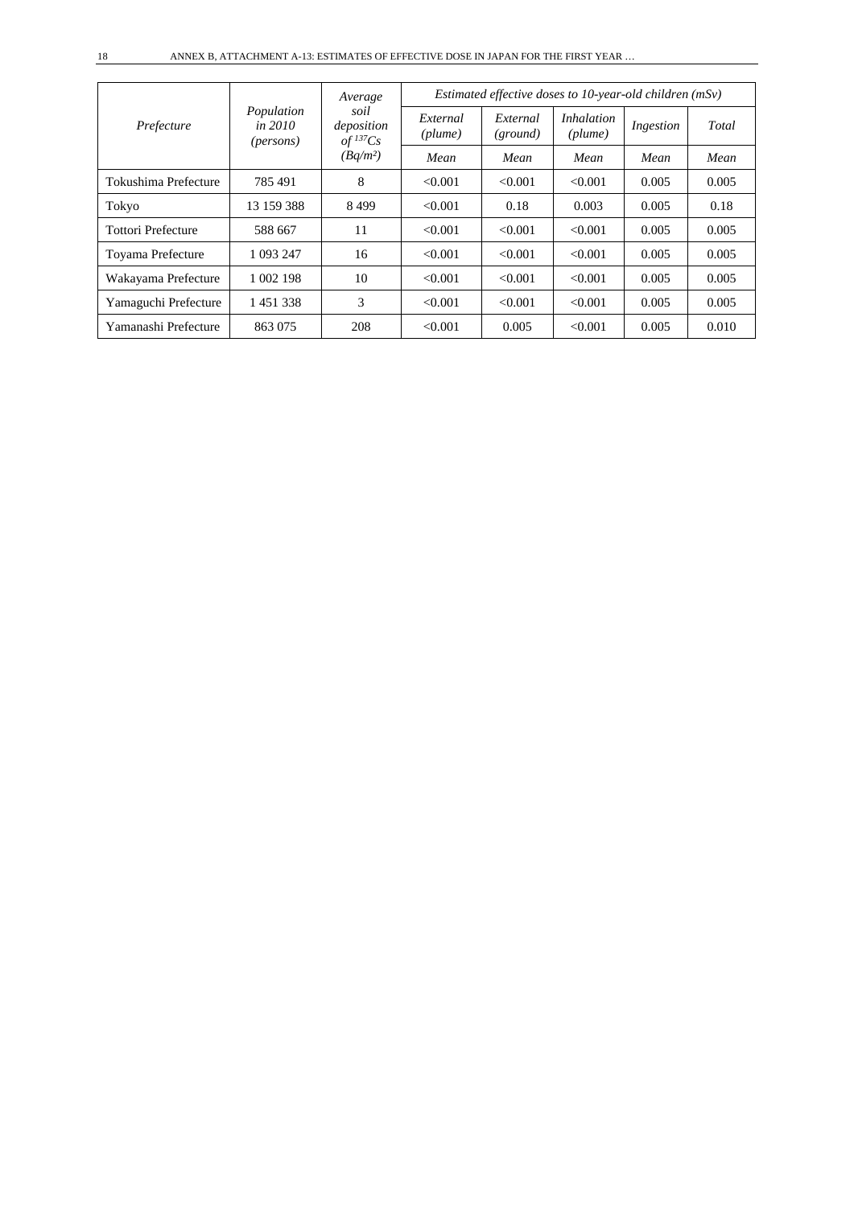| *Prefecture* | *Population in 2010 (persons)* | *Average soil deposition of $^{137}Cs$ (Bq/m²)* | *Estimated effective doses to 10-year-old children (mSv)* | | | | |
|---|---|---|---|---|---|---|---|
| | | | *External (plume)* | *External (ground)* | *Inhalation (plume)* | *Ingestion* | *Total* |
| | | | *Mean* | *Mean* | *Mean* | *Mean* | *Mean* |
| Tokushima Prefecture | 785 491 | 8 | <0.001 | <0.001 | <0.001 | 0.005 | 0.005 |
| Tokyo | 13 159 388 | 8 499 | <0.001 | 0.18 | 0.003 | 0.005 | 0.18 |
| Tottori Prefecture | 588 667 | 11 | <0.001 | <0.001 | <0.001 | 0.005 | 0.005 |
| Toyama Prefecture | 1 093 247 | 16 | <0.001 | <0.001 | <0.001 | 0.005 | 0.005 |
| Wakayama Prefecture | 1 002 198 | 10 | <0.001 | <0.001 | <0.001 | 0.005 | 0.005 |
| Yamaguchi Prefecture | 1 451 338 | 3 | <0.001 | <0.001 | <0.001 | 0.005 | 0.005 |
| Yamanashi Prefecture | 863 075 | 208 | <0.001 | 0.005 | <0.001 | 0.005 | 0.010 |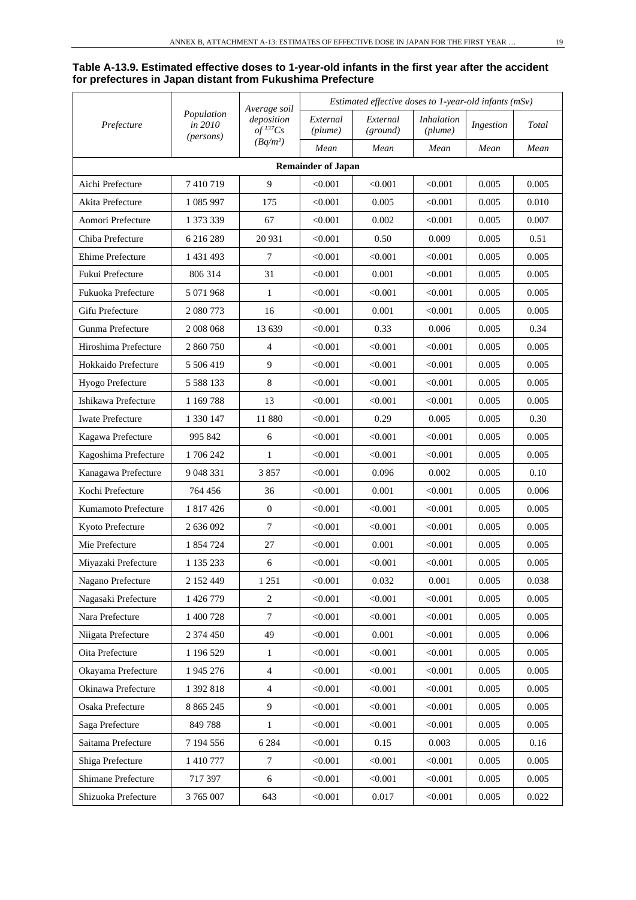**Table A-13.9. Estimated effective doses to 1-year-old infants in the first year after the accident for prefectures in Japan distant from Fukushima Prefecture**

| *Prefecture* | *Population in 2010 (persons)* | *Average soil deposition of $^{137}Cs$ (Bq/m²)* | *Estimated effective doses to 1-year-old infants (mSv)* | | | | |
|---|---|---|---|---|---|---|---|
| | | | *External (plume)* | *External (ground)* | *Inhalation (plume)* | *Ingestion* | *Total* |
| | | | *Mean* | *Mean* | *Mean* | *Mean* | *Mean* |
| **Remainder of Japan** | | | | | | | |
| Aichi Prefecture | 7 410 719 | 9 | <0.001 | <0.001 | <0.001 | 0.005 | 0.005 |
| Akita Prefecture | 1 085 997 | 175 | <0.001 | 0.005 | <0.001 | 0.005 | 0.010 |
| Aomori Prefecture | 1 373 339 | 67 | <0.001 | 0.002 | <0.001 | 0.005 | 0.007 |
| Chiba Prefecture | 6 216 289 | 20 931 | <0.001 | 0.50 | 0.009 | 0.005 | 0.51 |
| Ehime Prefecture | 1 431 493 | 7 | <0.001 | <0.001 | <0.001 | 0.005 | 0.005 |
| Fukui Prefecture | 806 314 | 31 | <0.001 | 0.001 | <0.001 | 0.005 | 0.005 |
| Fukuoka Prefecture | 5 071 968 | 1 | <0.001 | <0.001 | <0.001 | 0.005 | 0.005 |
| Gifu Prefecture | 2 080 773 | 16 | <0.001 | 0.001 | <0.001 | 0.005 | 0.005 |
| Gunma Prefecture | 2 008 068 | 13 639 | <0.001 | 0.33 | 0.006 | 0.005 | 0.34 |
| Hiroshima Prefecture | 2 860 750 | 4 | <0.001 | <0.001 | <0.001 | 0.005 | 0.005 |
| Hokkaido Prefecture | 5 506 419 | 9 | <0.001 | <0.001 | <0.001 | 0.005 | 0.005 |
| Hyogo Prefecture | 5 588 133 | 8 | <0.001 | <0.001 | <0.001 | 0.005 | 0.005 |
| Ishikawa Prefecture | 1 169 788 | 13 | <0.001 | <0.001 | <0.001 | 0.005 | 0.005 |
| Iwate Prefecture | 1 330 147 | 11 880 | <0.001 | 0.29 | 0.005 | 0.005 | 0.30 |
| Kagawa Prefecture | 995 842 | 6 | <0.001 | <0.001 | <0.001 | 0.005 | 0.005 |
| Kagoshima Prefecture | 1 706 242 | 1 | <0.001 | <0.001 | <0.001 | 0.005 | 0.005 |
| Kanagawa Prefecture | 9 048 331 | 3 857 | <0.001 | 0.096 | 0.002 | 0.005 | 0.10 |
| Kochi Prefecture | 764 456 | 36 | <0.001 | 0.001 | <0.001 | 0.005 | 0.006 |
| Kumamoto Prefecture | 1 817 426 | 0 | <0.001 | <0.001 | <0.001 | 0.005 | 0.005 |
| Kyoto Prefecture | 2 636 092 | 7 | <0.001 | <0.001 | <0.001 | 0.005 | 0.005 |
| Mie Prefecture | 1 854 724 | 27 | <0.001 | 0.001 | <0.001 | 0.005 | 0.005 |
| Miyazaki Prefecture | 1 135 233 | 6 | <0.001 | <0.001 | <0.001 | 0.005 | 0.005 |
| Nagano Prefecture | 2 152 449 | 1 251 | <0.001 | 0.032 | 0.001 | 0.005 | 0.038 |
| Nagasaki Prefecture | 1 426 779 | 2 | <0.001 | <0.001 | <0.001 | 0.005 | 0.005 |
| Nara Prefecture | 1 400 728 | 7 | <0.001 | <0.001 | <0.001 | 0.005 | 0.005 |
| Niigata Prefecture | 2 374 450 | 49 | <0.001 | 0.001 | <0.001 | 0.005 | 0.006 |
| Oita Prefecture | 1 196 529 | 1 | <0.001 | <0.001 | <0.001 | 0.005 | 0.005 |
| Okayama Prefecture | 1 945 276 | 4 | <0.001 | <0.001 | <0.001 | 0.005 | 0.005 |
| Okinawa Prefecture | 1 392 818 | 4 | <0.001 | <0.001 | <0.001 | 0.005 | 0.005 |
| Osaka Prefecture | 8 865 245 | 9 | <0.001 | <0.001 | <0.001 | 0.005 | 0.005 |
| Saga Prefecture | 849 788 | 1 | <0.001 | <0.001 | <0.001 | 0.005 | 0.005 |
| Saitama Prefecture | 7 194 556 | 6 284 | <0.001 | 0.15 | 0.003 | 0.005 | 0.16 |
| Shiga Prefecture | 1 410 777 | 7 | <0.001 | <0.001 | <0.001 | 0.005 | 0.005 |
| Shimane Prefecture | 717 397 | 6 | <0.001 | <0.001 | <0.001 | 0.005 | 0.005 |
| Shizuoka Prefecture | 3 765 007 | 643 | <0.001 | 0.017 | <0.001 | 0.005 | 0.022 |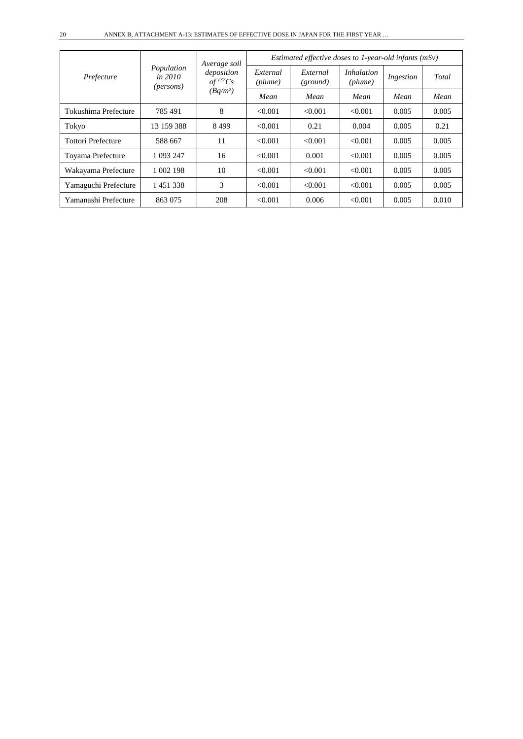| *Prefecture* | *Population in 2010 (persons)* | *Average soil deposition of $^{137}Cs$ (Bq/m²)* | *Estimated effective doses to 1-year-old infants (mSv)* | | | | |
|---|---|---|---|---|---|---|---|
| | | | *External (plume)* | *External (ground)* | *Inhalation (plume)* | *Ingestion* | *Total* |
| | | | *Mean* | *Mean* | *Mean* | *Mean* | *Mean* |
| Tokushima Prefecture | 785 491 | 8 | <0.001 | <0.001 | <0.001 | 0.005 | 0.005 |
| Tokyo | 13 159 388 | 8 499 | <0.001 | 0.21 | 0.004 | 0.005 | 0.21 |
| Tottori Prefecture | 588 667 | 11 | <0.001 | <0.001 | <0.001 | 0.005 | 0.005 |
| Toyama Prefecture | 1 093 247 | 16 | <0.001 | 0.001 | <0.001 | 0.005 | 0.005 |
| Wakayama Prefecture | 1 002 198 | 10 | <0.001 | <0.001 | <0.001 | 0.005 | 0.005 |
| Yamaguchi Prefecture | 1 451 338 | 3 | <0.001 | <0.001 | <0.001 | 0.005 | 0.005 |
| Yamanashi Prefecture | 863 075 | 208 | <0.001 | 0.006 | <0.001 | 0.005 | 0.010 |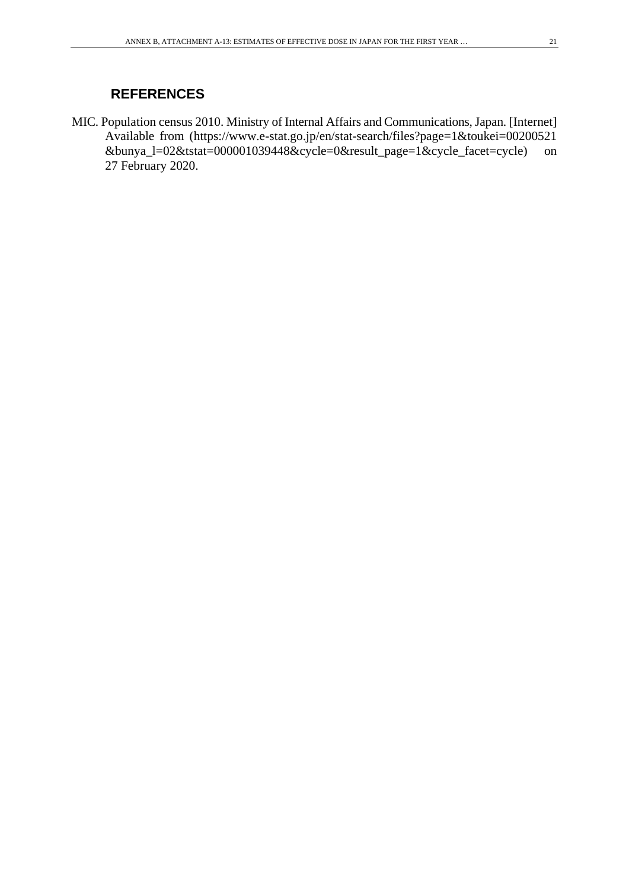## REFERENCES

MIC. Population census 2010. Ministry of Internal Affairs and Communications, Japan. [Internet] Available from (https://www.e-stat.go.jp/en/stat-search/files?page=1&toukei=00200521&bunya_l=02&tstat=000001039448&cycle=0&result_page=1&cycle_facet=cycle) on 27 February 2020.